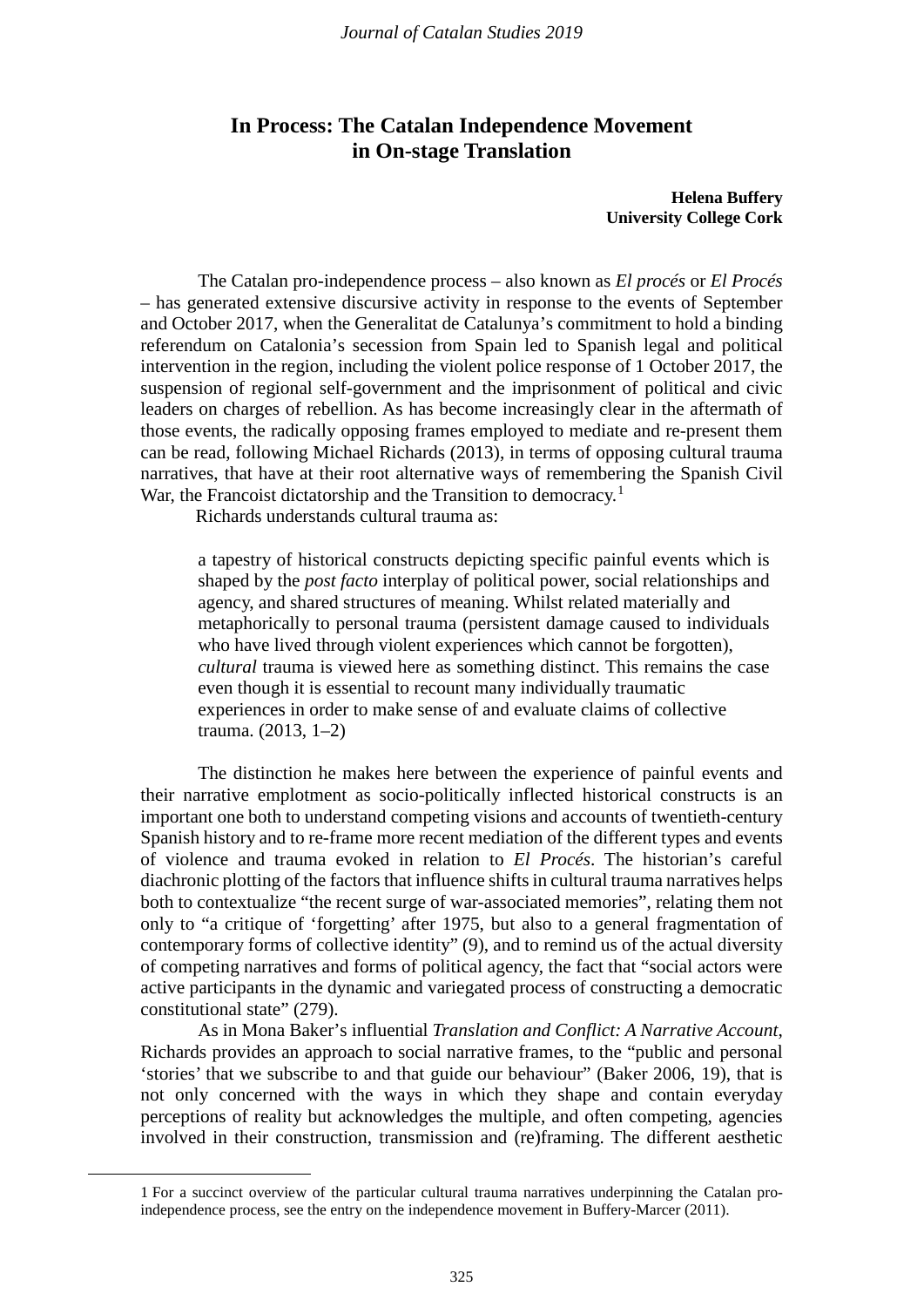# In Process: The Catalan Independence Movement in On-stage Translation

**Helena Buffery**
**University College Cork**

The Catalan pro-independence process – also known as *El procés* or *El Procés* – has generated extensive discursive activity in response to the events of September and October 2017, when the Generalitat de Catalunya's commitment to hold a binding referendum on Catalonia's secession from Spain led to Spanish legal and political intervention in the region, including the violent police response of 1 October 2017, the suspension of regional self-government and the imprisonment of political and civic leaders on charges of rebellion. As has become increasingly clear in the aftermath of those events, the radically opposing frames employed to mediate and re-present them can be read, following Michael Richards (2013), in terms of opposing cultural trauma narratives, that have at their root alternative ways of remembering the Spanish Civil War, the Francoist dictatorship and the Transition to democracy.[1]

Richards understands cultural trauma as:

> a tapestry of historical constructs depicting specific painful events which is shaped by the *post facto* interplay of political power, social relationships and agency, and shared structures of meaning. Whilst related materially and metaphorically to personal trauma (persistent damage caused to individuals who have lived through violent experiences which cannot be forgotten), *cultural* trauma is viewed here as something distinct. This remains the case even though it is essential to recount many individually traumatic experiences in order to make sense of and evaluate claims of collective trauma. (2013, 1–2)

The distinction he makes here between the experience of painful events and their narrative emplotment as socio-politically inflected historical constructs is an important one both to understand competing visions and accounts of twentieth-century Spanish history and to re-frame more recent mediation of the different types and events of violence and trauma evoked in relation to *El Procés*. The historian's careful diachronic plotting of the factors that influence shifts in cultural trauma narratives helps both to contextualize "the recent surge of war-associated memories", relating them not only to "a critique of 'forgetting' after 1975, but also to a general fragmentation of contemporary forms of collective identity" (9), and to remind us of the actual diversity of competing narratives and forms of political agency, the fact that "social actors were active participants in the dynamic and variegated process of constructing a democratic constitutional state" (279).

As in Mona Baker's influential *Translation and Conflict: A Narrative Account*, Richards provides an approach to social narrative frames, to the "public and personal 'stories' that we subscribe to and that guide our behaviour" (Baker 2006, 19), that is not only concerned with the ways in which they shape and contain everyday perceptions of reality but acknowledges the multiple, and often competing, agencies involved in their construction, transmission and (re)framing. The different aesthetic

---

[1] For a succinct overview of the particular cultural trauma narratives underpinning the Catalan pro-independence process, see the entry on the independence movement in Buffery-Marcer (2011).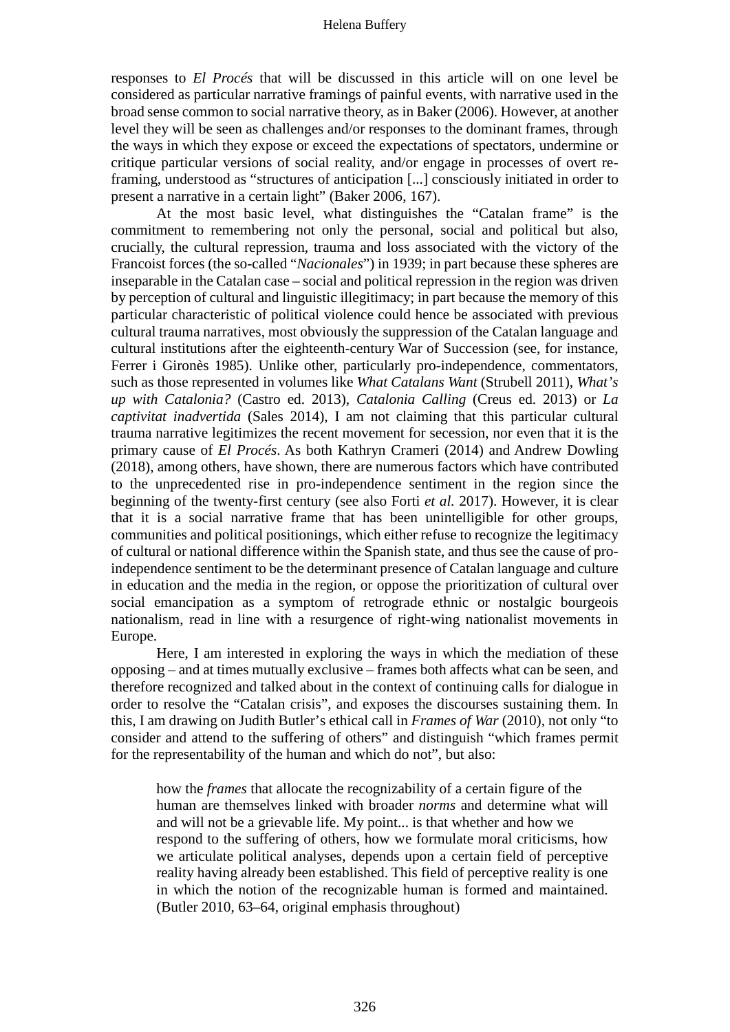responses to *El Procés* that will be discussed in this article will on one level be considered as particular narrative framings of painful events, with narrative used in the broad sense common to social narrative theory, as in Baker (2006). However, at another level they will be seen as challenges and/or responses to the dominant frames, through the ways in which they expose or exceed the expectations of spectators, undermine or critique particular versions of social reality, and/or engage in processes of overt re-framing, understood as "structures of anticipation [...] consciously initiated in order to present a narrative in a certain light" (Baker 2006, 167).

At the most basic level, what distinguishes the "Catalan frame" is the commitment to remembering not only the personal, social and political but also, crucially, the cultural repression, trauma and loss associated with the victory of the Francoist forces (the so-called "*Nacionales*") in 1939; in part because these spheres are inseparable in the Catalan case – social and political repression in the region was driven by perception of cultural and linguistic illegitimacy; in part because the memory of this particular characteristic of political violence could hence be associated with previous cultural trauma narratives, most obviously the suppression of the Catalan language and cultural institutions after the eighteenth-century War of Succession (see, for instance, Ferrer i Gironès 1985). Unlike other, particularly pro-independence, commentators, such as those represented in volumes like *What Catalans Want* (Strubell 2011), *What's up with Catalonia?* (Castro ed. 2013), *Catalonia Calling* (Creus ed. 2013) or *La captivitat inadvertida* (Sales 2014), I am not claiming that this particular cultural trauma narrative legitimizes the recent movement for secession, nor even that it is the primary cause of *El Procés*. As both Kathryn Crameri (2014) and Andrew Dowling (2018), among others, have shown, there are numerous factors which have contributed to the unprecedented rise in pro-independence sentiment in the region since the beginning of the twenty-first century (see also Forti *et al.* 2017). However, it is clear that it is a social narrative frame that has been unintelligible for other groups, communities and political positionings, which either refuse to recognize the legitimacy of cultural or national difference within the Spanish state, and thus see the cause of pro-independence sentiment to be the determinant presence of Catalan language and culture in education and the media in the region, or oppose the prioritization of cultural over social emancipation as a symptom of retrograde ethnic or nostalgic bourgeois nationalism, read in line with a resurgence of right-wing nationalist movements in Europe.

Here, I am interested in exploring the ways in which the mediation of these opposing – and at times mutually exclusive – frames both affects what can be seen, and therefore recognized and talked about in the context of continuing calls for dialogue in order to resolve the "Catalan crisis", and exposes the discourses sustaining them. In this, I am drawing on Judith Butler's ethical call in *Frames of War* (2010), not only "to consider and attend to the suffering of others" and distinguish "which frames permit for the representability of the human and which do not", but also:

> how the *frames* that allocate the recognizability of a certain figure of the human are themselves linked with broader *norms* and determine what will and will not be a grievable life. My point... is that whether and how we respond to the suffering of others, how we formulate moral criticisms, how we articulate political analyses, depends upon a certain field of perceptive reality having already been established. This field of perceptive reality is one in which the notion of the recognizable human is formed and maintained. (Butler 2010, 63–64, original emphasis throughout)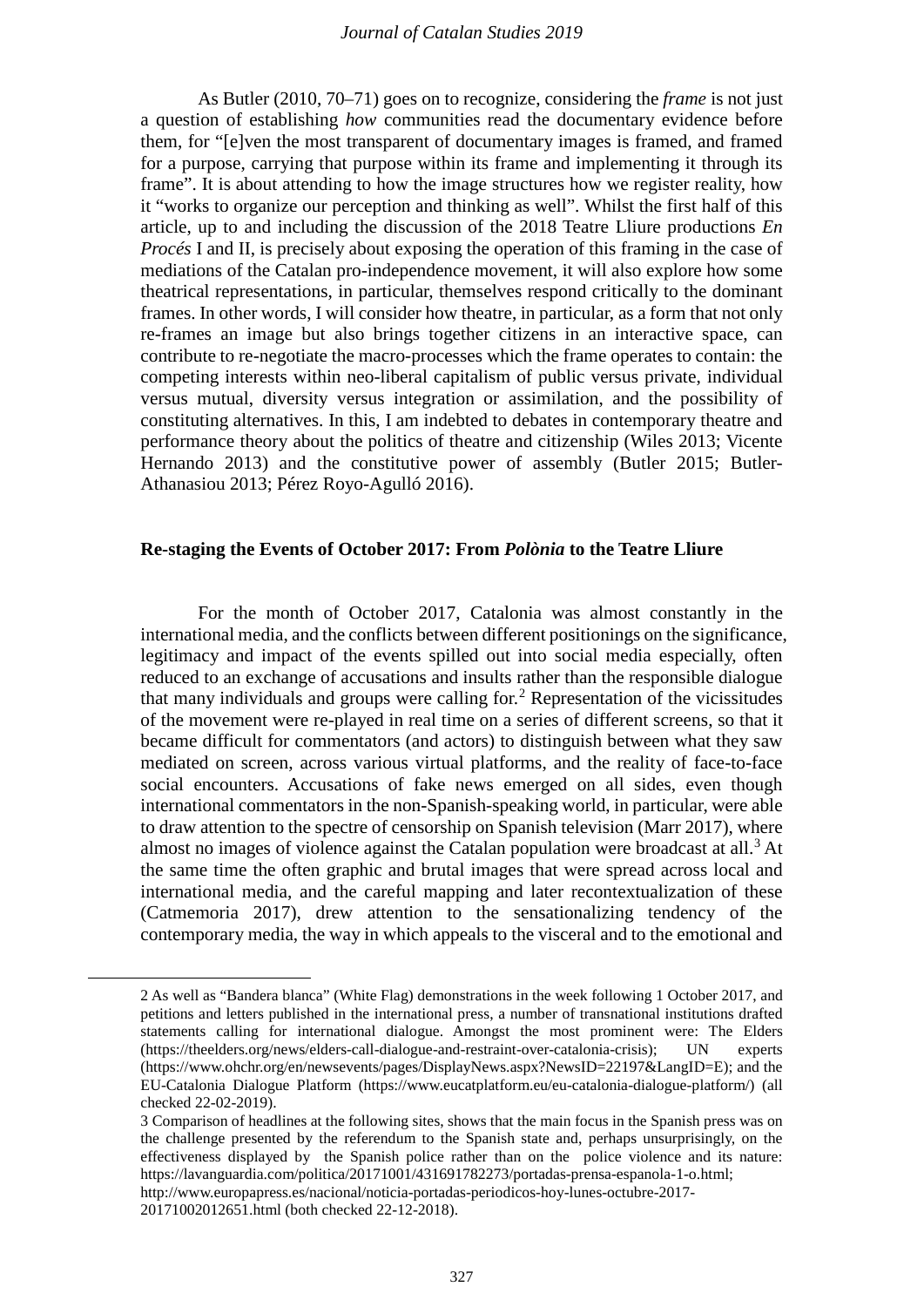As Butler (2010, 70–71) goes on to recognize, considering the *frame* is not just a question of establishing *how* communities read the documentary evidence before them, for "[e]ven the most transparent of documentary images is framed, and framed for a purpose, carrying that purpose within its frame and implementing it through its frame". It is about attending to how the image structures how we register reality, how it "works to organize our perception and thinking as well". Whilst the first half of this article, up to and including the discussion of the 2018 Teatre Lliure productions *En Procés* I and II, is precisely about exposing the operation of this framing in the case of mediations of the Catalan pro-independence movement, it will also explore how some theatrical representations, in particular, themselves respond critically to the dominant frames. In other words, I will consider how theatre, in particular, as a form that not only re-frames an image but also brings together citizens in an interactive space, can contribute to re-negotiate the macro-processes which the frame operates to contain: the competing interests within neo-liberal capitalism of public versus private, individual versus mutual, diversity versus integration or assimilation, and the possibility of constituting alternatives. In this, I am indebted to debates in contemporary theatre and performance theory about the politics of theatre and citizenship (Wiles 2013; Vicente Hernando 2013) and the constitutive power of assembly (Butler 2015; Butler-Athanasiou 2013; Pérez Royo-Agulló 2016).

## Re-staging the Events of October 2017: From *Polònia* to the Teatre Lliure

For the month of October 2017, Catalonia was almost constantly in the international media, and the conflicts between different positionings on the significance, legitimacy and impact of the events spilled out into social media especially, often reduced to an exchange of accusations and insults rather than the responsible dialogue that many individuals and groups were calling for.[2] Representation of the vicissitudes of the movement were re-played in real time on a series of different screens, so that it became difficult for commentators (and actors) to distinguish between what they saw mediated on screen, across various virtual platforms, and the reality of face-to-face social encounters. Accusations of fake news emerged on all sides, even though international commentators in the non-Spanish-speaking world, in particular, were able to draw attention to the spectre of censorship on Spanish television (Marr 2017), where almost no images of violence against the Catalan population were broadcast at all.[3] At the same time the often graphic and brutal images that were spread across local and international media, and the careful mapping and later recontextualization of these (Catmemoria 2017), drew attention to the sensationalizing tendency of the contemporary media, the way in which appeals to the visceral and to the emotional and

---

2 As well as "Bandera blanca" (White Flag) demonstrations in the week following 1 October 2017, and petitions and letters published in the international press, a number of transnational institutions drafted statements calling for international dialogue. Amongst the most prominent were: The Elders (https://theelders.org/news/elders-call-dialogue-and-restraint-over-catalonia-crisis); UN experts (https://www.ohchr.org/en/newsevents/pages/DisplayNews.aspx?NewsID=22197&LangID=E); and the EU-Catalonia Dialogue Platform (https://www.eucatplatform.eu/eu-catalonia-dialogue-platform/) (all checked 22-02-2019).

3 Comparison of headlines at the following sites, shows that the main focus in the Spanish press was on the challenge presented by the referendum to the Spanish state and, perhaps unsurprisingly, on the effectiveness displayed by the Spanish police rather than on the police violence and its nature: https://lavanguardia.com/politica/20171001/431691782273/portadas-prensa-espanola-1-o.html; http://www.europapress.es/nacional/noticia-portadas-periodicos-hoy-lunes-octubre-2017-20171002012651.html (both checked 22-12-2018).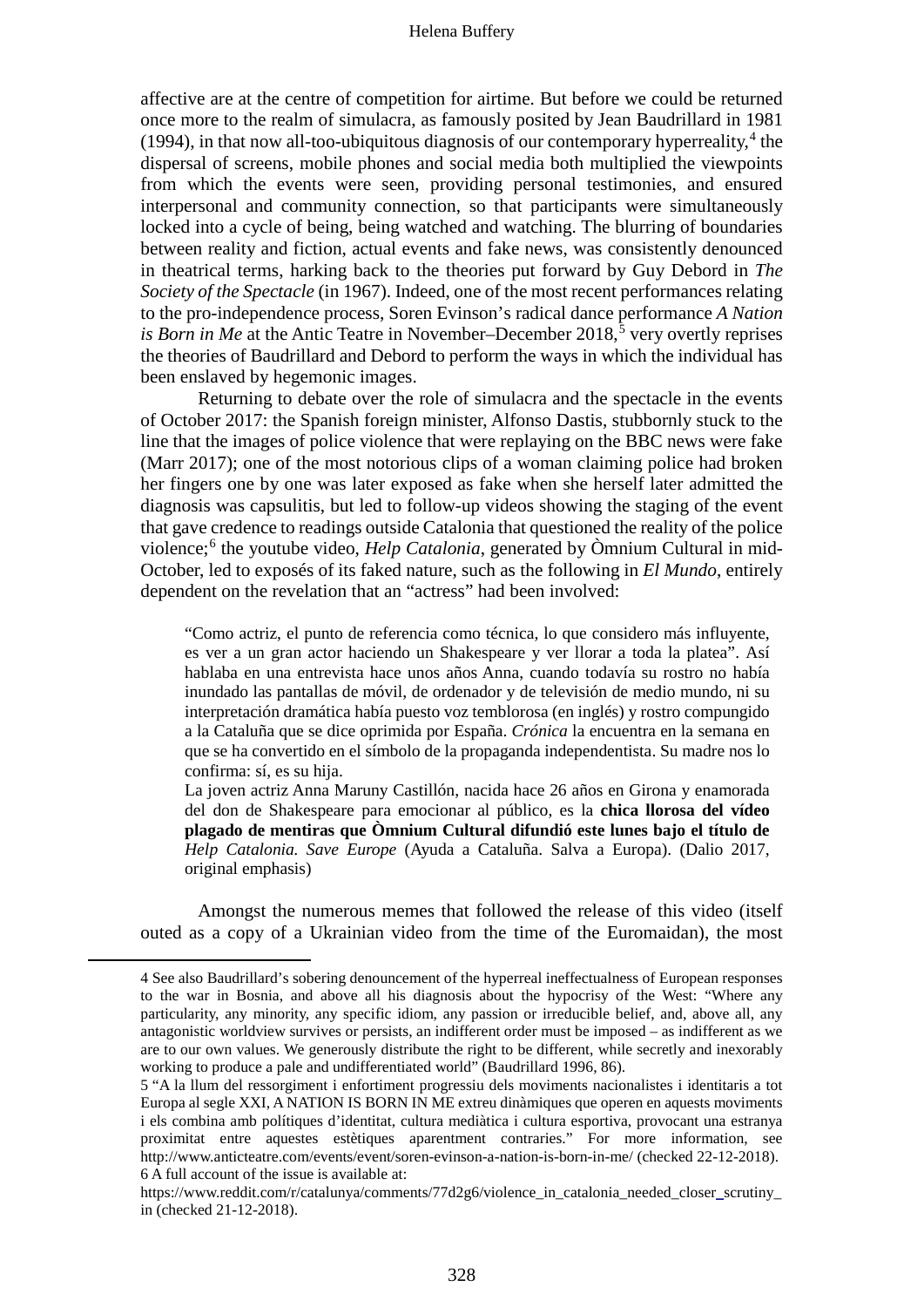affective are at the centre of competition for airtime. But before we could be returned once more to the realm of simulacra, as famously posited by Jean Baudrillard in 1981 (1994), in that now all-too-ubiquitous diagnosis of our contemporary hyperreality,[4] the dispersal of screens, mobile phones and social media both multiplied the viewpoints from which the events were seen, providing personal testimonies, and ensured interpersonal and community connection, so that participants were simultaneously locked into a cycle of being, being watched and watching. The blurring of boundaries between reality and fiction, actual events and fake news, was consistently denounced in theatrical terms, harking back to the theories put forward by Guy Debord in *The Society of the Spectacle* (in 1967). Indeed, one of the most recent performances relating to the pro-independence process, Soren Evinson's radical dance performance *A Nation is Born in Me* at the Antic Teatre in November–December 2018,[5] very overtly reprises the theories of Baudrillard and Debord to perform the ways in which the individual has been enslaved by hegemonic images.

Returning to debate over the role of simulacra and the spectacle in the events of October 2017: the Spanish foreign minister, Alfonso Dastis, stubbornly stuck to the line that the images of police violence that were replaying on the BBC news were fake (Marr 2017); one of the most notorious clips of a woman claiming police had broken her fingers one by one was later exposed as fake when she herself later admitted the diagnosis was capsulitis, but led to follow-up videos showing the staging of the event that gave credence to readings outside Catalonia that questioned the reality of the police violence;[6] the youtube video, *Help Catalonia*, generated by Òmnium Cultural in mid-October, led to exposés of its faked nature, such as the following in *El Mundo*, entirely dependent on the revelation that an "actress" had been involved:

> "Como actriz, el punto de referencia como técnica, lo que considero más influyente, es ver a un gran actor haciendo un Shakespeare y ver llorar a toda la platea". Así hablaba en una entrevista hace unos años Anna, cuando todavía su rostro no había inundado las pantallas de móvil, de ordenador y de televisión de medio mundo, ni su interpretación dramática había puesto voz temblorosa (en inglés) y rostro compungido a la Cataluña que se dice oprimida por España. *Crónica* la encuentra en la semana en que se ha convertido en el símbolo de la propaganda independentista. Su madre nos lo confirma: sí, es su hija.
>
> La joven actriz Anna Maruny Castillón, nacida hace 26 años en Girona y enamorada del don de Shakespeare para emocionar al público, es la **chica llorosa del vídeo plagado de mentiras que Òmnium Cultural difundió este lunes bajo el título de** ***Help Catalonia. Save Europe*** (Ayuda a Cataluña. Salva a Europa). (Dalio 2017, original emphasis)

Amongst the numerous memes that followed the release of this video (itself outed as a copy of a Ukrainian video from the time of the Euromaidan), the most

---

4 See also Baudrillard's sobering denouncement of the hyperreal ineffectualness of European responses to the war in Bosnia, and above all his diagnosis about the hypocrisy of the West: "Where any particularity, any minority, any specific idiom, any passion or irreducible belief, and, above all, any antagonistic worldview survives or persists, an indifferent order must be imposed – as indifferent as we are to our own values. We generously distribute the right to be different, while secretly and inexorably working to produce a pale and undifferentiated world" (Baudrillard 1996, 86).

5 "A la llum del ressorgiment i enfortiment progressiu dels moviments nacionalistes i identitaris a tot Europa al segle XXI, A NATION IS BORN IN ME extreu dinàmiques que operen en aquests moviments i els combina amb polítiques d'identitat, cultura mediàtica i cultura esportiva, provocant una estranya proximitat entre aquestes estètiques aparentment contraries." For more information, see http://www.anticteatre.com/events/event/soren-evinson-a-nation-is-born-in-me/ (checked 22-12-2018).

6 A full account of the issue is available at: https://www.reddit.com/r/catalunya/comments/77d2g6/violence_in_catalonia_needed_closer_scrutiny_in (checked 21-12-2018).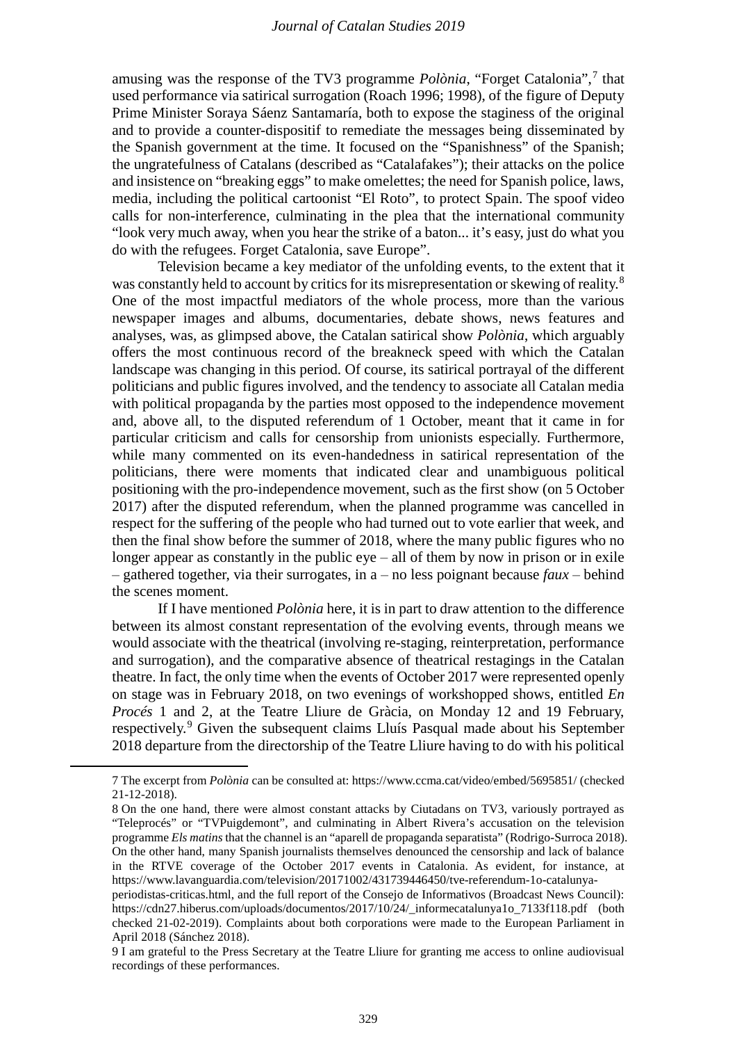amusing was the response of the TV3 programme *Polònia*, "Forget Catalonia",[7] that used performance via satirical surrogation (Roach 1996; 1998), of the figure of Deputy Prime Minister Soraya Sáenz Santamaría, both to expose the staginess of the original and to provide a counter-dispositif to remediate the messages being disseminated by the Spanish government at the time. It focused on the "Spanishness" of the Spanish; the ungratefulness of Catalans (described as "Catalafakes"); their attacks on the police and insistence on "breaking eggs" to make omelettes; the need for Spanish police, laws, media, including the political cartoonist "El Roto", to protect Spain. The spoof video calls for non-interference, culminating in the plea that the international community "look very much away, when you hear the strike of a baton... it's easy, just do what you do with the refugees. Forget Catalonia, save Europe".

Television became a key mediator of the unfolding events, to the extent that it was constantly held to account by critics for its misrepresentation or skewing of reality.[8] One of the most impactful mediators of the whole process, more than the various newspaper images and albums, documentaries, debate shows, news features and analyses, was, as glimpsed above, the Catalan satirical show *Polònia*, which arguably offers the most continuous record of the breakneck speed with which the Catalan landscape was changing in this period. Of course, its satirical portrayal of the different politicians and public figures involved, and the tendency to associate all Catalan media with political propaganda by the parties most opposed to the independence movement and, above all, to the disputed referendum of 1 October, meant that it came in for particular criticism and calls for censorship from unionists especially. Furthermore, while many commented on its even-handedness in satirical representation of the politicians, there were moments that indicated clear and unambiguous political positioning with the pro-independence movement, such as the first show (on 5 October 2017) after the disputed referendum, when the planned programme was cancelled in respect for the suffering of the people who had turned out to vote earlier that week, and then the final show before the summer of 2018, where the many public figures who no longer appear as constantly in the public eye – all of them by now in prison or in exile – gathered together, via their surrogates, in a – no less poignant because *faux* – behind the scenes moment.

If I have mentioned *Polònia* here, it is in part to draw attention to the difference between its almost constant representation of the evolving events, through means we would associate with the theatrical (involving re-staging, reinterpretation, performance and surrogation), and the comparative absence of theatrical restagings in the Catalan theatre. In fact, the only time when the events of October 2017 were represented openly on stage was in February 2018, on two evenings of workshopped shows, entitled *En Procés* 1 and 2, at the Teatre Lliure de Gràcia, on Monday 12 and 19 February, respectively.[9] Given the subsequent claims Lluís Pasqual made about his September 2018 departure from the directorship of the Teatre Lliure having to do with his political

---

7 The excerpt from *Polònia* can be consulted at: https://www.ccma.cat/video/embed/5695851/ (checked 21-12-2018).

8 On the one hand, there were almost constant attacks by Ciutadans on TV3, variously portrayed as "Teleprocés" or "TVPuigdemont", and culminating in Albert Rivera's accusation on the television programme *Els matins* that the channel is an "aparell de propaganda separatista" (Rodrigo-Surroca 2018). On the other hand, many Spanish journalists themselves denounced the censorship and lack of balance in the RTVE coverage of the October 2017 events in Catalonia. As evident, for instance, at https://www.lavanguardia.com/television/20171002/431739446450/tve-referendum-1o-catalunya-periodistas-criticas.html, and the full report of the Consejo de Informativos (Broadcast News Council): https://cdn27.hiberus.com/uploads/documentos/2017/10/24/_informecatalunya1o_7133f118.pdf (both checked 21-02-2019). Complaints about both corporations were made to the European Parliament in April 2018 (Sánchez 2018).

9 I am grateful to the Press Secretary at the Teatre Lliure for granting me access to online audiovisual recordings of these performances.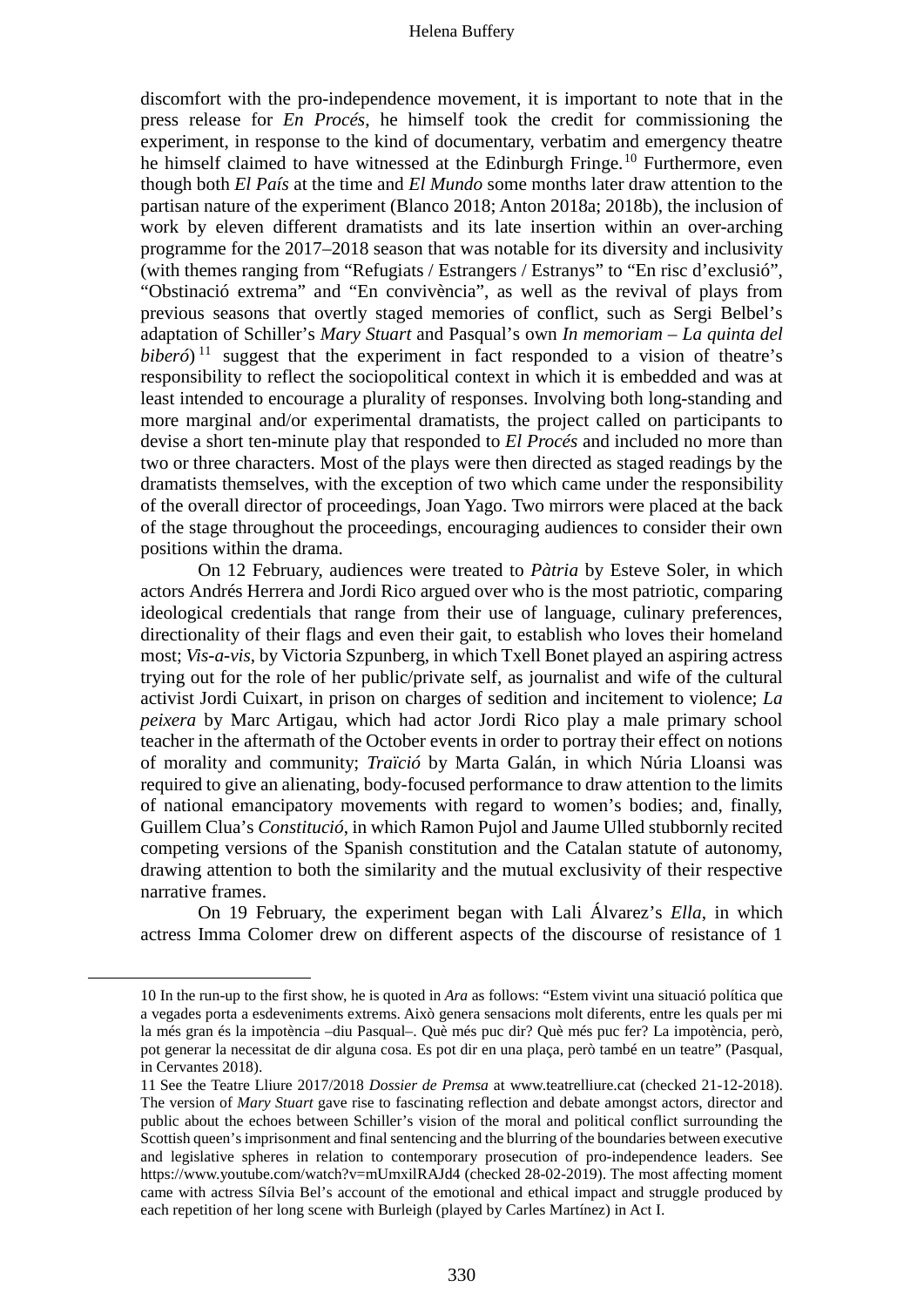discomfort with the pro-independence movement, it is important to note that in the press release for *En Procés*, he himself took the credit for commissioning the experiment, in response to the kind of documentary, verbatim and emergency theatre he himself claimed to have witnessed at the Edinburgh Fringe.[10] Furthermore, even though both *El País* at the time and *El Mundo* some months later draw attention to the partisan nature of the experiment (Blanco 2018; Anton 2018a; 2018b), the inclusion of work by eleven different dramatists and its late insertion within an over-arching programme for the 2017–2018 season that was notable for its diversity and inclusivity (with themes ranging from "Refugiats / Estrangers / Estranys" to "En risc d'exclusió", "Obstinació extrema" and "En convivència", as well as the revival of plays from previous seasons that overtly staged memories of conflict, such as Sergi Belbel's adaptation of Schiller's *Mary Stuart* and Pasqual's own *In memoriam – La quinta del biberó*)[11] suggest that the experiment in fact responded to a vision of theatre's responsibility to reflect the sociopolitical context in which it is embedded and was at least intended to encourage a plurality of responses. Involving both long-standing and more marginal and/or experimental dramatists, the project called on participants to devise a short ten-minute play that responded to *El Procés* and included no more than two or three characters. Most of the plays were then directed as staged readings by the dramatists themselves, with the exception of two which came under the responsibility of the overall director of proceedings, Joan Yago. Two mirrors were placed at the back of the stage throughout the proceedings, encouraging audiences to consider their own positions within the drama.

On 12 February, audiences were treated to *Pàtria* by Esteve Soler, in which actors Andrés Herrera and Jordi Rico argued over who is the most patriotic, comparing ideological credentials that range from their use of language, culinary preferences, directionality of their flags and even their gait, to establish who loves their homeland most; *Vis-a-vis*, by Victoria Szpunberg, in which Txell Bonet played an aspiring actress trying out for the role of her public/private self, as journalist and wife of the cultural activist Jordi Cuixart, in prison on charges of sedition and incitement to violence; *La peixera* by Marc Artigau, which had actor Jordi Rico play a male primary school teacher in the aftermath of the October events in order to portray their effect on notions of morality and community; *Traïció* by Marta Galán, in which Núria Lloansi was required to give an alienating, body-focused performance to draw attention to the limits of national emancipatory movements with regard to women's bodies; and, finally, Guillem Clua's *Constitució*, in which Ramon Pujol and Jaume Ulled stubbornly recited competing versions of the Spanish constitution and the Catalan statute of autonomy, drawing attention to both the similarity and the mutual exclusivity of their respective narrative frames.

On 19 February, the experiment began with Lali Álvarez's *Ella*, in which actress Imma Colomer drew on different aspects of the discourse of resistance of 1

---

10 In the run-up to the first show, he is quoted in *Ara* as follows: "Estem vivint una situació política que a vegades porta a esdeveniments extrems. Això genera sensacions molt diferents, entre les quals per mi la més gran és la impotència –diu Pasqual–. Què més puc dir? Què més puc fer? La impotència, però, pot generar la necessitat de dir alguna cosa. Es pot dir en una plaça, però també en un teatre" (Pasqual, in Cervantes 2018).

11 See the Teatre Lliure 2017/2018 *Dossier de Premsa* at www.teatrelliure.cat (checked 21-12-2018). The version of *Mary Stuart* gave rise to fascinating reflection and debate amongst actors, director and public about the echoes between Schiller's vision of the moral and political conflict surrounding the Scottish queen's imprisonment and final sentencing and the blurring of the boundaries between executive and legislative spheres in relation to contemporary prosecution of pro-independence leaders. See https://www.youtube.com/watch?v=mUmxilRAJd4 (checked 28-02-2019). The most affecting moment came with actress Sílvia Bel's account of the emotional and ethical impact and struggle produced by each repetition of her long scene with Burleigh (played by Carles Martínez) in Act I.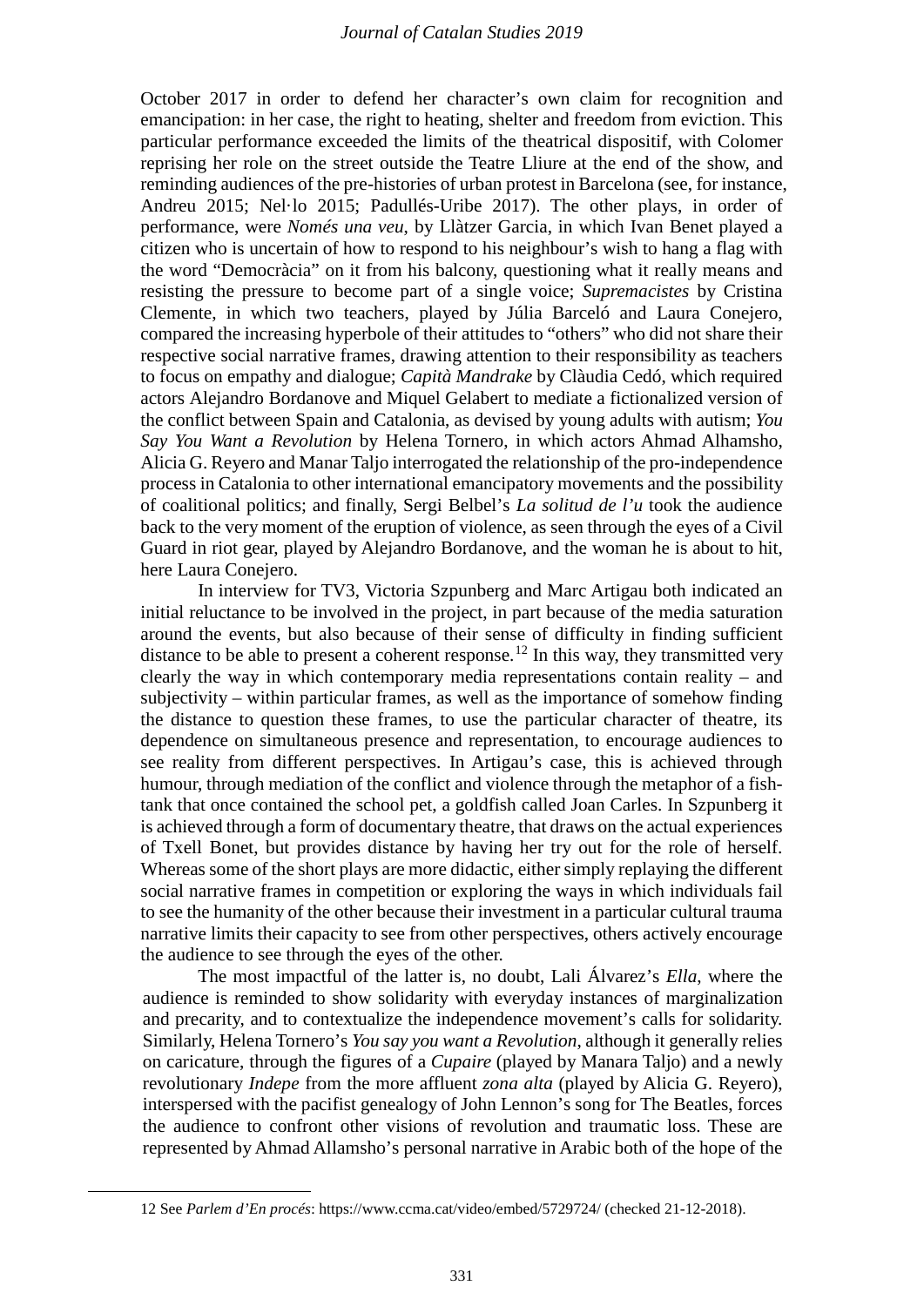October 2017 in order to defend her character's own claim for recognition and emancipation: in her case, the right to heating, shelter and freedom from eviction. This particular performance exceeded the limits of the theatrical dispositif, with Colomer reprising her role on the street outside the Teatre Lliure at the end of the show, and reminding audiences of the pre-histories of urban protest in Barcelona (see, for instance, Andreu 2015; Nel·lo 2015; Padullés-Uribe 2017). The other plays, in order of performance, were *Només una veu*, by Llàtzer Garcia, in which Ivan Benet played a citizen who is uncertain of how to respond to his neighbour's wish to hang a flag with the word "Democràcia" on it from his balcony, questioning what it really means and resisting the pressure to become part of a single voice; *Supremacistes* by Cristina Clemente, in which two teachers, played by Júlia Barceló and Laura Conejero, compared the increasing hyperbole of their attitudes to "others" who did not share their respective social narrative frames, drawing attention to their responsibility as teachers to focus on empathy and dialogue; *Capità Mandrake* by Clàudia Cedó, which required actors Alejandro Bordanove and Miquel Gelabert to mediate a fictionalized version of the conflict between Spain and Catalonia, as devised by young adults with autism; *You Say You Want a Revolution* by Helena Tornero, in which actors Ahmad Alhamsho, Alicia G. Reyero and Manar Taljo interrogated the relationship of the pro-independence process in Catalonia to other international emancipatory movements and the possibility of coalitional politics; and finally, Sergi Belbel's *La solitud de l'u* took the audience back to the very moment of the eruption of violence, as seen through the eyes of a Civil Guard in riot gear, played by Alejandro Bordanove, and the woman he is about to hit, here Laura Conejero.

In interview for TV3, Victoria Szpunberg and Marc Artigau both indicated an initial reluctance to be involved in the project, in part because of the media saturation around the events, but also because of their sense of difficulty in finding sufficient distance to be able to present a coherent response.[12] In this way, they transmitted very clearly the way in which contemporary media representations contain reality – and subjectivity – within particular frames, as well as the importance of somehow finding the distance to question these frames, to use the particular character of theatre, its dependence on simultaneous presence and representation, to encourage audiences to see reality from different perspectives. In Artigau's case, this is achieved through humour, through mediation of the conflict and violence through the metaphor of a fish-tank that once contained the school pet, a goldfish called Joan Carles. In Szpunberg it is achieved through a form of documentary theatre, that draws on the actual experiences of Txell Bonet, but provides distance by having her try out for the role of herself. Whereas some of the short plays are more didactic, either simply replaying the different social narrative frames in competition or exploring the ways in which individuals fail to see the humanity of the other because their investment in a particular cultural trauma narrative limits their capacity to see from other perspectives, others actively encourage the audience to see through the eyes of the other.

The most impactful of the latter is, no doubt, Lali Álvarez's *Ella*, where the audience is reminded to show solidarity with everyday instances of marginalization and precarity, and to contextualize the independence movement's calls for solidarity. Similarly, Helena Tornero's *You say you want a Revolution*, although it generally relies on caricature, through the figures of a *Cupaire* (played by Manara Taljo) and a newly revolutionary *Indepe* from the more affluent *zona alta* (played by Alicia G. Reyero), interspersed with the pacifist genealogy of John Lennon's song for The Beatles, forces the audience to confront other visions of revolution and traumatic loss. These are represented by Ahmad Allamsho's personal narrative in Arabic both of the hope of the

---

12 See *Parlem d'En procés*: https://www.ccma.cat/video/embed/5729724/ (checked 21-12-2018).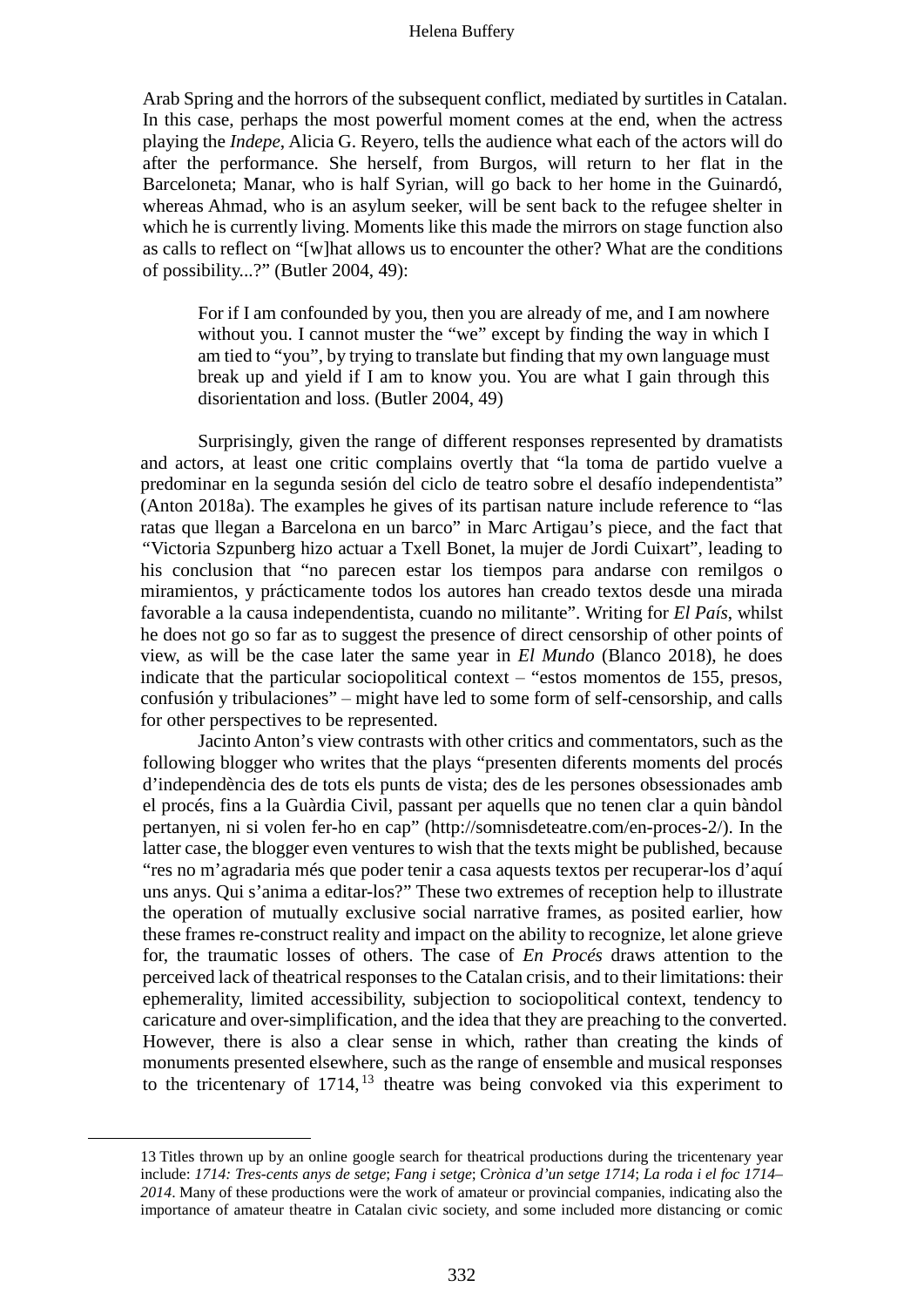Arab Spring and the horrors of the subsequent conflict, mediated by surtitles in Catalan. In this case, perhaps the most powerful moment comes at the end, when the actress playing the *Indepe*, Alicia G. Reyero, tells the audience what each of the actors will do after the performance. She herself, from Burgos, will return to her flat in the Barceloneta; Manar, who is half Syrian, will go back to her home in the Guinardó, whereas Ahmad, who is an asylum seeker, will be sent back to the refugee shelter in which he is currently living. Moments like this made the mirrors on stage function also as calls to reflect on "[w]hat allows us to encounter the other? What are the conditions of possibility...?" (Butler 2004, 49):

> For if I am confounded by you, then you are already of me, and I am nowhere without you. I cannot muster the "we" except by finding the way in which I am tied to "you", by trying to translate but finding that my own language must break up and yield if I am to know you. You are what I gain through this disorientation and loss. (Butler 2004, 49)

Surprisingly, given the range of different responses represented by dramatists and actors, at least one critic complains overtly that "la toma de partido vuelve a predominar en la segunda sesión del ciclo de teatro sobre el desafío independentista" (Anton 2018a). The examples he gives of its partisan nature include reference to "las ratas que llegan a Barcelona en un barco" in Marc Artigau's piece, and the fact that "Victoria Szpunberg hizo actuar a Txell Bonet, la mujer de Jordi Cuixart", leading to his conclusion that "no parecen estar los tiempos para andarse con remilgos o miramientos, y prácticamente todos los autores han creado textos desde una mirada favorable a la causa independentista, cuando no militante". Writing for *El País*, whilst he does not go so far as to suggest the presence of direct censorship of other points of view, as will be the case later the same year in *El Mundo* (Blanco 2018), he does indicate that the particular sociopolitical context – "estos momentos de 155, presos, confusión y tribulaciones" – might have led to some form of self-censorship, and calls for other perspectives to be represented.

Jacinto Anton's view contrasts with other critics and commentators, such as the following blogger who writes that the plays "presenten diferents moments del procés d'independència des de tots els punts de vista; des de les persones obsessionades amb el procés, fins a la Guàrdia Civil, passant per aquells que no tenen clar a quin bàndol pertanyen, ni si volen fer-ho en cap" (http://somnisdeteatre.com/en-proces-2/). In the latter case, the blogger even ventures to wish that the texts might be published, because "res no m'agradaria més que poder tenir a casa aquests textos per recuperar-los d'aquí uns anys. Qui s'anima a editar-los?" These two extremes of reception help to illustrate the operation of mutually exclusive social narrative frames, as posited earlier, how these frames re-construct reality and impact on the ability to recognize, let alone grieve for, the traumatic losses of others. The case of *En Procés* draws attention to the perceived lack of theatrical responses to the Catalan crisis, and to their limitations: their ephemerality, limited accessibility, subjection to sociopolitical context, tendency to caricature and over-simplification, and the idea that they are preaching to the converted. However, there is also a clear sense in which, rather than creating the kinds of monuments presented elsewhere, such as the range of ensemble and musical responses to the tricentenary of 1714,[13] theatre was being convoked via this experiment to

13 Titles thrown up by an online google search for theatrical productions during the tricentenary year include: *1714: Tres-cents anys de setge*; *Fang i setge*; *Crònica d'un setge 1714*; *La roda i el foc 1714–2014*. Many of these productions were the work of amateur or provincial companies, indicating also the importance of amateur theatre in Catalan civic society, and some included more distancing or comic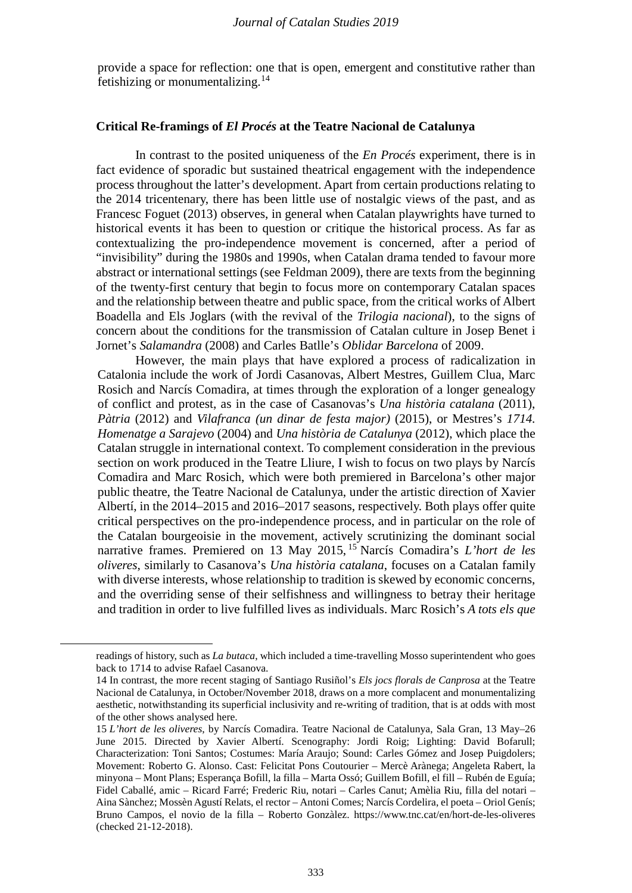provide a space for reflection: one that is open, emergent and constitutive rather than fetishizing or monumentalizing.[14]

## Critical Re-framings of *El Procés* at the Teatre Nacional de Catalunya

In contrast to the posited uniqueness of the *En Procés* experiment, there is in fact evidence of sporadic but sustained theatrical engagement with the independence process throughout the latter's development. Apart from certain productions relating to the 2014 tricentenary, there has been little use of nostalgic views of the past, and as Francesc Foguet (2013) observes, in general when Catalan playwrights have turned to historical events it has been to question or critique the historical process. As far as contextualizing the pro-independence movement is concerned, after a period of "invisibility" during the 1980s and 1990s, when Catalan drama tended to favour more abstract or international settings (see Feldman 2009), there are texts from the beginning of the twenty-first century that begin to focus more on contemporary Catalan spaces and the relationship between theatre and public space, from the critical works of Albert Boadella and Els Joglars (with the revival of the *Trilogia nacional*), to the signs of concern about the conditions for the transmission of Catalan culture in Josep Benet i Jornet's *Salamandra* (2008) and Carles Batlle's *Oblidar Barcelona* of 2009.

However, the main plays that have explored a process of radicalization in Catalonia include the work of Jordi Casanovas, Albert Mestres, Guillem Clua, Marc Rosich and Narcís Comadira, at times through the exploration of a longer genealogy of conflict and protest, as in the case of Casanovas's *Una història catalana* (2011), *Pàtria* (2012) and *Vilafranca (un dinar de festa major)* (2015), or Mestres's *1714. Homenatge a Sarajevo* (2004) and *Una història de Catalunya* (2012), which place the Catalan struggle in international context. To complement consideration in the previous section on work produced in the Teatre Lliure, I wish to focus on two plays by Narcís Comadira and Marc Rosich, which were both premiered in Barcelona's other major public theatre, the Teatre Nacional de Catalunya, under the artistic direction of Xavier Albertí, in the 2014–2015 and 2016–2017 seasons, respectively. Both plays offer quite critical perspectives on the pro-independence process, and in particular on the role of the Catalan bourgeoisie in the movement, actively scrutinizing the dominant social narrative frames. Premiered on 13 May 2015,[15] Narcís Comadira's *L'hort de les oliveres*, similarly to Casanova's *Una història catalana*, focuses on a Catalan family with diverse interests, whose relationship to tradition is skewed by economic concerns, and the overriding sense of their selfishness and willingness to betray their heritage and tradition in order to live fulfilled lives as individuals. Marc Rosich's *A tots els que*

---

readings of history, such as *La butaca*, which included a time-travelling Mosso superintendent who goes back to 1714 to advise Rafael Casanova.

14 In contrast, the more recent staging of Santiago Rusiñol's *Els jocs florals de Canprosa* at the Teatre Nacional de Catalunya, in October/November 2018, draws on a more complacent and monumentalizing aesthetic, notwithstanding its superficial inclusivity and re-writing of tradition, that is at odds with most of the other shows analysed here.

15 *L'hort de les oliveres*, by Narcís Comadira. Teatre Nacional de Catalunya, Sala Gran, 13 May–26 June 2015. Directed by Xavier Albertí. Scenography: Jordi Roig; Lighting: David Bofarull; Characterization: Toni Santos; Costumes: María Araujo; Sound: Carles Gómez and Josep Puigdolers; Movement: Roberto G. Alonso. Cast: Felicitat Pons Coutourier – Mercè Arànega; Angeleta Rabert, la minyona – Mont Plans; Esperança Bofill, la filla – Marta Ossó; Guillem Bofill, el fill – Rubén de Eguía; Fidel Caballé, amic – Ricard Farré; Frederic Riu, notari – Carles Canut; Amèlia Riu, filla del notari – Aina Sànchez; Mossèn Agustí Relats, el rector – Antoni Comes; Narcís Cordelira, el poeta – Oriol Genís; Bruno Campos, el novio de la filla – Roberto Gonzàlez. https://www.tnc.cat/en/hort-de-les-oliveres (checked 21-12-2018).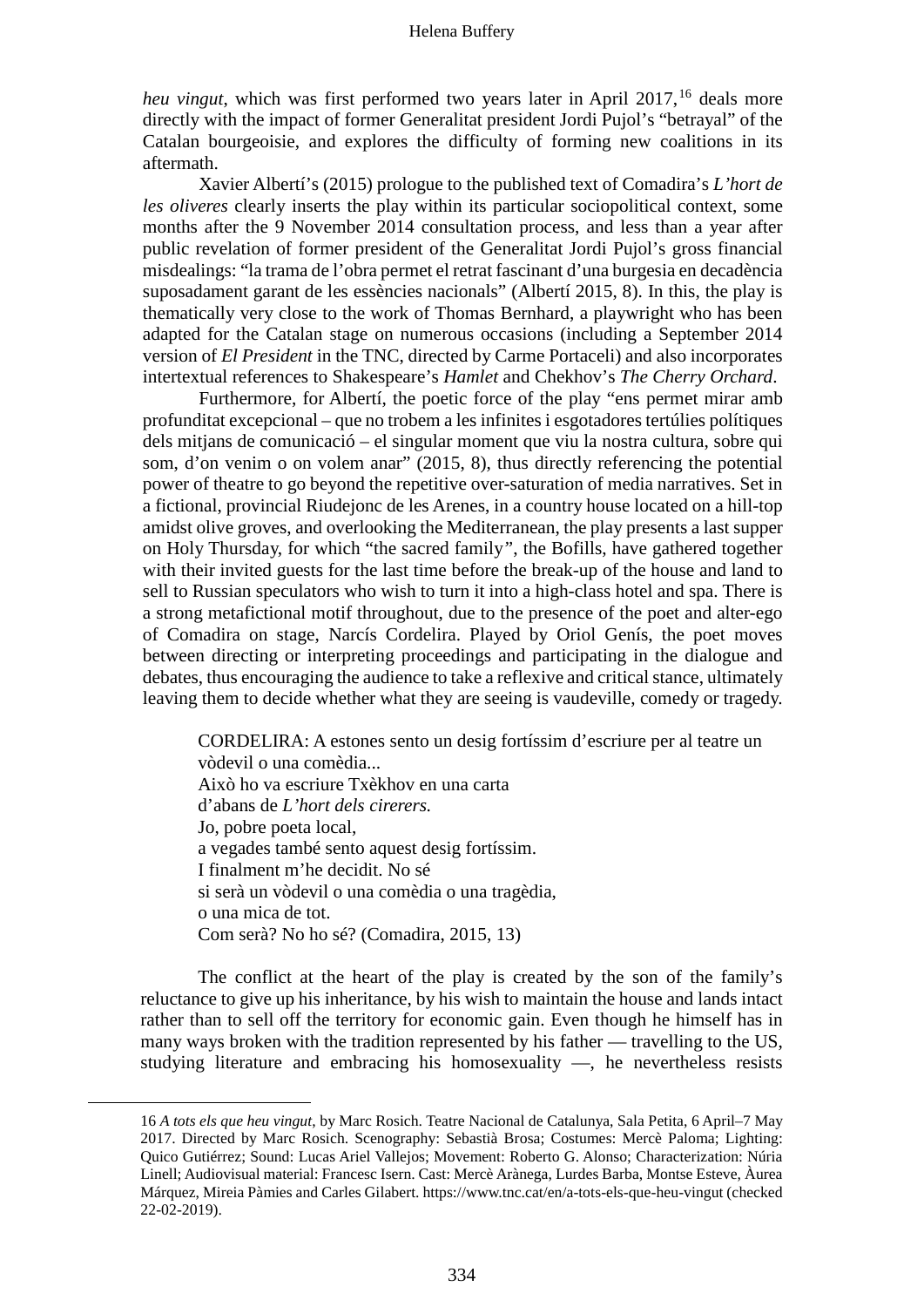*heu vingut*, which was first performed two years later in April 2017,[16] deals more directly with the impact of former Generalitat president Jordi Pujol's "betrayal" of the Catalan bourgeoisie, and explores the difficulty of forming new coalitions in its aftermath.

Xavier Albertí's (2015) prologue to the published text of Comadira's *L'hort de les oliveres* clearly inserts the play within its particular sociopolitical context, some months after the 9 November 2014 consultation process, and less than a year after public revelation of former president of the Generalitat Jordi Pujol's gross financial misdealings: "la trama de l'obra permet el retrat fascinant d'una burgesia en decadència suposadament garant de les essències nacionals" (Albertí 2015, 8). In this, the play is thematically very close to the work of Thomas Bernhard, a playwright who has been adapted for the Catalan stage on numerous occasions (including a September 2014 version of *El President* in the TNC, directed by Carme Portaceli) and also incorporates intertextual references to Shakespeare's *Hamlet* and Chekhov's *The Cherry Orchard*.

Furthermore, for Albertí, the poetic force of the play "ens permet mirar amb profunditat excepcional – que no trobem a les infinites i esgotadores tertúlies polítiques dels mitjans de comunicació – el singular moment que viu la nostra cultura, sobre qui som, d'on venim o on volem anar" (2015, 8), thus directly referencing the potential power of theatre to go beyond the repetitive over-saturation of media narratives. Set in a fictional, provincial Riudejonc de les Arenes, in a country house located on a hill-top amidst olive groves, and overlooking the Mediterranean, the play presents a last supper on Holy Thursday, for which "the sacred family", the Bofills, have gathered together with their invited guests for the last time before the break-up of the house and land to sell to Russian speculators who wish to turn it into a high-class hotel and spa. There is a strong metafictional motif throughout, due to the presence of the poet and alter-ego of Comadira on stage, Narcís Cordelira. Played by Oriol Genís, the poet moves between directing or interpreting proceedings and participating in the dialogue and debates, thus encouraging the audience to take a reflexive and critical stance, ultimately leaving them to decide whether what they are seeing is vaudeville, comedy or tragedy.

> CORDELIRA: A estones sento un desig fortíssim d'escriure per al teatre un vòdevil o una comèdia...
> Això ho va escriure Txèkhov en una carta
> d'abans de *L'hort dels cirerers.*
> Jo, pobre poeta local,
> a vegades també sento aquest desig fortíssim.
> I finalment m'he decidit. No sé
> si serà un vòdevil o una comèdia o una tragèdia,
> o una mica de tot.
> Com serà? No ho sé? (Comadira, 2015, 13)

The conflict at the heart of the play is created by the son of the family's reluctance to give up his inheritance, by his wish to maintain the house and lands intact rather than to sell off the territory for economic gain. Even though he himself has in many ways broken with the tradition represented by his father — travelling to the US, studying literature and embracing his homosexuality —, he nevertheless resists

---

16 *A tots els que heu vingut*, by Marc Rosich. Teatre Nacional de Catalunya, Sala Petita, 6 April–7 May 2017. Directed by Marc Rosich. Scenography: Sebastià Brosa; Costumes: Mercè Paloma; Lighting: Quico Gutiérrez; Sound: Lucas Ariel Vallejos; Movement: Roberto G. Alonso; Characterization: Núria Linell; Audiovisual material: Francesc Isern. Cast: Mercè Arànega, Lurdes Barba, Montse Esteve, Àurea Márquez, Mireia Pàmies and Carles Gilabert. https://www.tnc.cat/en/a-tots-els-que-heu-vingut (checked 22-02-2019).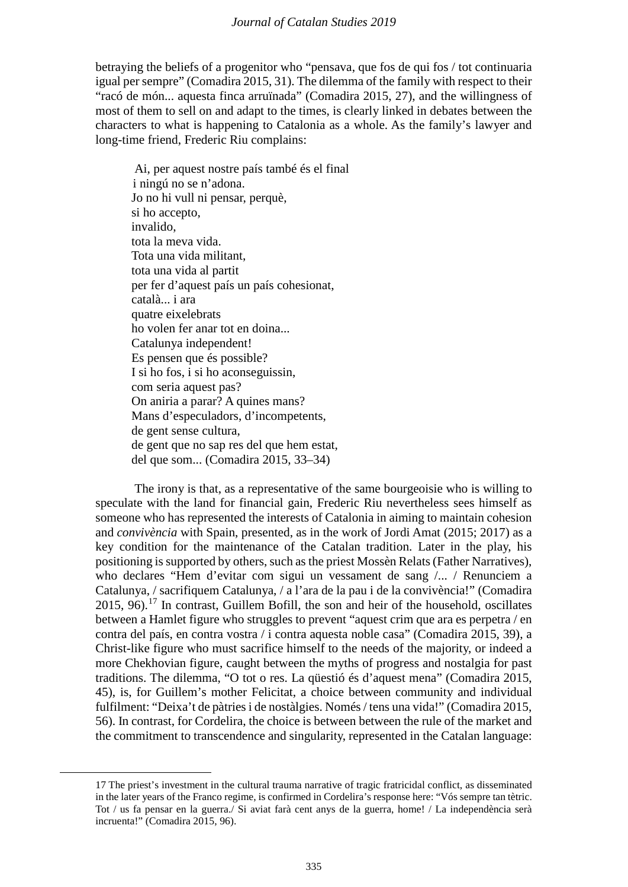betraying the beliefs of a progenitor who "pensava, que fos de qui fos / tot continuaria igual per sempre" (Comadira 2015, 31). The dilemma of the family with respect to their "racó de món... aquesta finca arruïnada" (Comadira 2015, 27), and the willingness of most of them to sell on and adapt to the times, is clearly linked in debates between the characters to what is happening to Catalonia as a whole. As the family's lawyer and long-time friend, Frederic Riu complains:

> Ai, per aquest nostre país també és el final  
> i ningú no se n'adona.  
> Jo no hi vull ni pensar, perquè,  
> si ho accepto,  
> invalido,  
> tota la meva vida.  
> Tota una vida militant,  
> tota una vida al partit  
> per fer d'aquest país un país cohesionat,  
> català... i ara  
> quatre eixelebrats  
> ho volen fer anar tot en doina...  
> Catalunya independent!  
> Es pensen que és possible?  
> I si ho fos, i si ho aconseguissin,  
> com seria aquest pas?  
> On aniria a parar? A quines mans?  
> Mans d'especuladors, d'incompetents,  
> de gent sense cultura,  
> de gent que no sap res del que hem estat,  
> del que som... (Comadira 2015, 33–34)

The irony is that, as a representative of the same bourgeoisie who is willing to speculate with the land for financial gain, Frederic Riu nevertheless sees himself as someone who has represented the interests of Catalonia in aiming to maintain cohesion and *convivència* with Spain, presented, as in the work of Jordi Amat (2015; 2017) as a key condition for the maintenance of the Catalan tradition. Later in the play, his positioning is supported by others, such as the priest Mossèn Relats (Father Narratives), who declares "Hem d'evitar com sigui un vessament de sang /... / Renunciem a Catalunya, / sacrifiquem Catalunya, / a l'ara de la pau i de la convivència!" (Comadira 2015, 96).[17] In contrast, Guillem Bofill, the son and heir of the household, oscillates between a Hamlet figure who struggles to prevent "aquest crim que ara es perpetra / en contra del país, en contra vostra / i contra aquesta noble casa" (Comadira 2015, 39), a Christ-like figure who must sacrifice himself to the needs of the majority, or indeed a more Chekhovian figure, caught between the myths of progress and nostalgia for past traditions. The dilemma, "O tot o res. La qüestió és d'aquest mena" (Comadira 2015, 45), is, for Guillem's mother Felicitat, a choice between community and individual fulfilment: "Deixa't de pàtries i de nostàlgies. Només / tens una vida!" (Comadira 2015, 56). In contrast, for Cordelira, the choice is between between the rule of the market and the commitment to transcendence and singularity, represented in the Catalan language:

---

17 The priest's investment in the cultural trauma narrative of tragic fratricidal conflict, as disseminated in the later years of the Franco regime, is confirmed in Cordelira's response here: "Vós sempre tan tètric. Tot / us fa pensar en la guerra./ Si aviat farà cent anys de la guerra, home! / La independència serà incruenta!" (Comadira 2015, 96).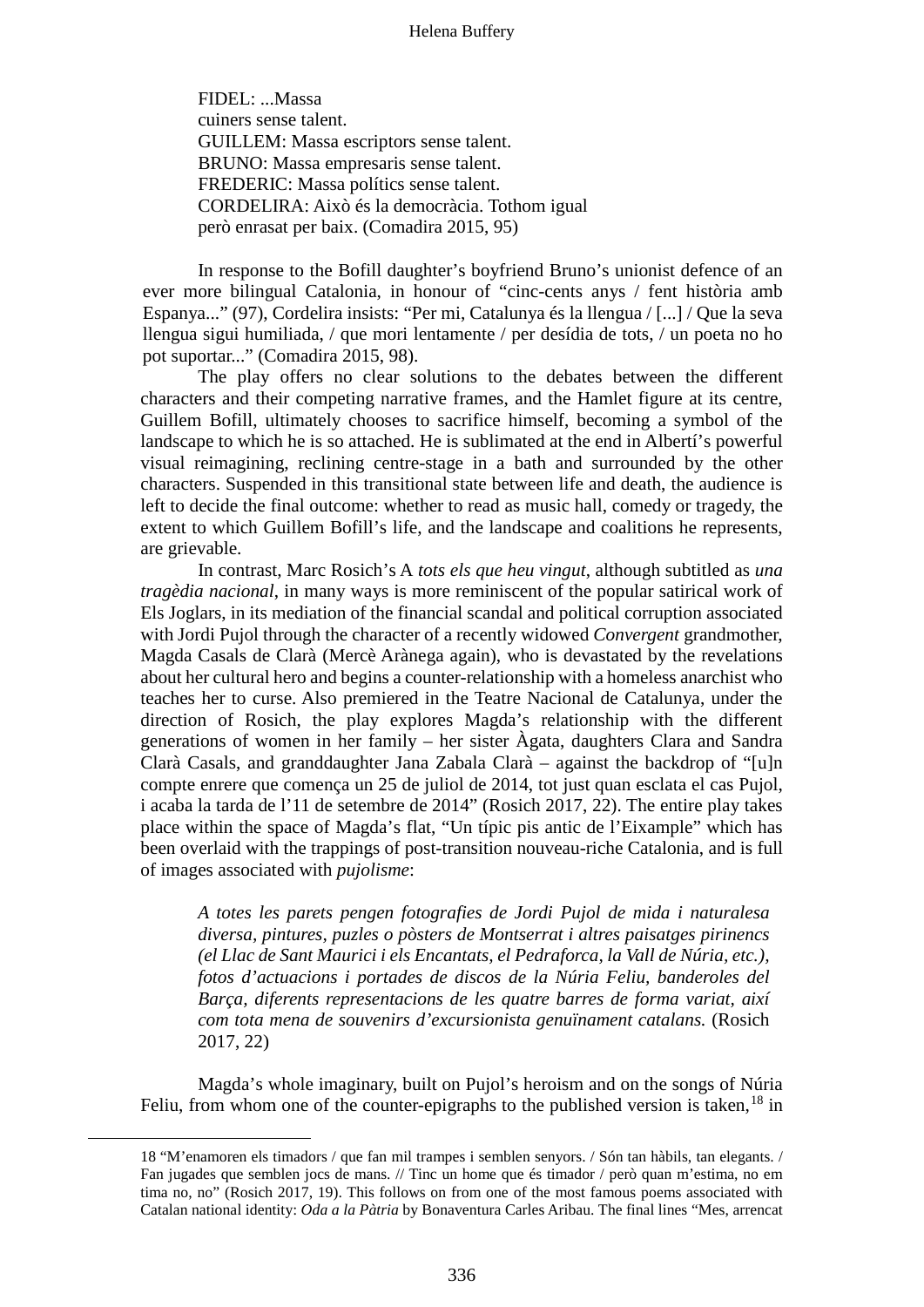> FIDEL: ...Massa
> cuiners sense talent.
> GUILLEM: Massa escriptors sense talent.
> BRUNO: Massa empresaris sense talent.
> FREDERIC: Massa polítics sense talent.
> CORDELIRA: Això és la democràcia. Tothom igual
> però enrasat per baix. (Comadira 2015, 95)

In response to the Bofill daughter's boyfriend Bruno's unionist defence of an ever more bilingual Catalonia, in honour of "cinc-cents anys / fent història amb Espanya..." (97), Cordelira insists: "Per mi, Catalunya és la llengua / [...] / Que la seva llengua sigui humiliada, / que mori lentamente / per desídia de tots, / un poeta no ho pot suportar..." (Comadira 2015, 98).

The play offers no clear solutions to the debates between the different characters and their competing narrative frames, and the Hamlet figure at its centre, Guillem Bofill, ultimately chooses to sacrifice himself, becoming a symbol of the landscape to which he is so attached. He is sublimated at the end in Albertí's powerful visual reimagining, reclining centre-stage in a bath and surrounded by the other characters. Suspended in this transitional state between life and death, the audience is left to decide the final outcome: whether to read as music hall, comedy or tragedy, the extent to which Guillem Bofill's life, and the landscape and coalitions he represents, are grievable.

In contrast, Marc Rosich's A *tots els que heu vingut*, although subtitled as *una tragèdia nacional*, in many ways is more reminiscent of the popular satirical work of Els Joglars, in its mediation of the financial scandal and political corruption associated with Jordi Pujol through the character of a recently widowed *Convergent* grandmother, Magda Casals de Clarà (Mercè Arànega again), who is devastated by the revelations about her cultural hero and begins a counter-relationship with a homeless anarchist who teaches her to curse. Also premiered in the Teatre Nacional de Catalunya, under the direction of Rosich, the play explores Magda's relationship with the different generations of women in her family – her sister Àgata, daughters Clara and Sandra Clarà Casals, and granddaughter Jana Zabala Clarà – against the backdrop of "[u]n compte enrere que comença un 25 de juliol de 2014, tot just quan esclata el cas Pujol, i acaba la tarda de l'11 de setembre de 2014" (Rosich 2017, 22). The entire play takes place within the space of Magda's flat, "Un típic pis antic de l'Eixample" which has been overlaid with the trappings of post-transition nouveau-riche Catalonia, and is full of images associated with *pujolisme*:

> *A totes les parets pengen fotografies de Jordi Pujol de mida i naturalesa diversa, pintures, puzles o pòsters de Montserrat i altres paisatges pirinencs (el Llac de Sant Maurici i els Encantats, el Pedraforca, la Vall de Núria, etc.), fotos d'actuacions i portades de discos de la Núria Feliu, banderoles del Barça, diferents representacions de les quatre barres de forma variat, així com tota mena de souvenirs d'excursionista genuïnament catalans.* (Rosich 2017, 22)

Magda's whole imaginary, built on Pujol's heroism and on the songs of Núria Feliu, from whom one of the counter-epigraphs to the published version is taken,[18] in

---

18 "M'enamoren els timadors / que fan mil trampes i semblen senyors. / Són tan hàbils, tan elegants. / Fan jugades que semblen jocs de mans. // Tinc un home que és timador / però quan m'estima, no em tima no, no" (Rosich 2017, 19). This follows on from one of the most famous poems associated with Catalan national identity: *Oda a la Pàtria* by Bonaventura Carles Aribau. The final lines "Mes, arrencat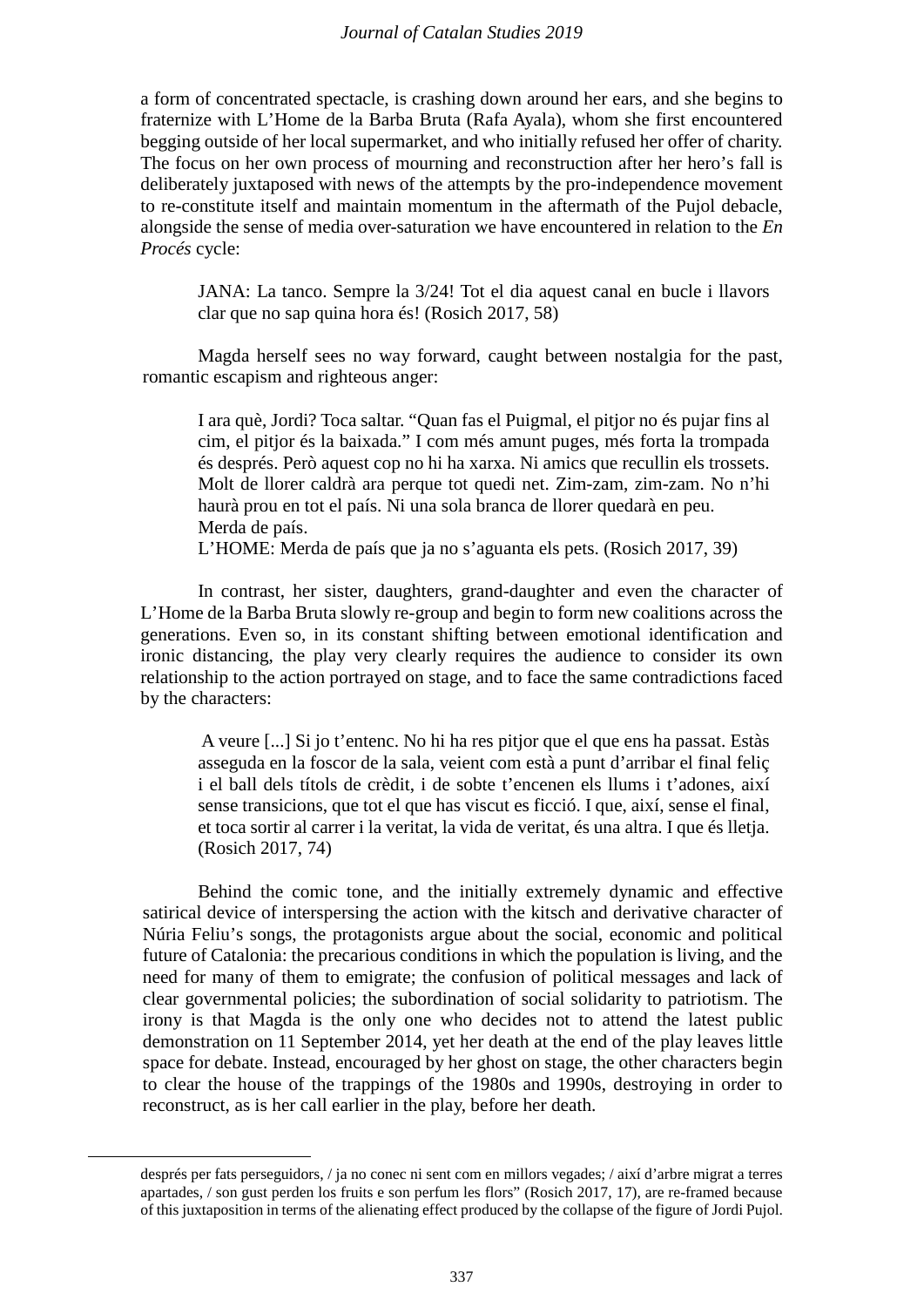a form of concentrated spectacle, is crashing down around her ears, and she begins to fraternize with L'Home de la Barba Bruta (Rafa Ayala), whom she first encountered begging outside of her local supermarket, and who initially refused her offer of charity. The focus on her own process of mourning and reconstruction after her hero's fall is deliberately juxtaposed with news of the attempts by the pro-independence movement to re-constitute itself and maintain momentum in the aftermath of the Pujol debacle, alongside the sense of media over-saturation we have encountered in relation to the *En Procés* cycle:

> JANA: La tanco. Sempre la 3/24! Tot el dia aquest canal en bucle i llavors clar que no sap quina hora és! (Rosich 2017, 58)

Magda herself sees no way forward, caught between nostalgia for the past, romantic escapism and righteous anger:

> I ara què, Jordi? Toca saltar. "Quan fas el Puigmal, el pitjor no és pujar fins al cim, el pitjor és la baixada." I com més amunt puges, més forta la trompada és després. Però aquest cop no hi ha xarxa. Ni amics que recullin els trossets. Molt de llorer caldrà ara perque tot quedi net. Zim-zam, zim-zam. No n'hi haurà prou en tot el país. Ni una sola branca de llorer quedarà en peu.
> Merda de país.
> L'HOME: Merda de país que ja no s'aguanta els pets. (Rosich 2017, 39)

In contrast, her sister, daughters, grand-daughter and even the character of L'Home de la Barba Bruta slowly re-group and begin to form new coalitions across the generations. Even so, in its constant shifting between emotional identification and ironic distancing, the play very clearly requires the audience to consider its own relationship to the action portrayed on stage, and to face the same contradictions faced by the characters:

> A veure [...] Si jo t'entenc. No hi ha res pitjor que el que ens ha passat. Estàs asseguda en la foscor de la sala, veient com està a punt d'arribar el final feliç i el ball dels títols de crèdit, i de sobte t'encenen els llums i t'adones, així sense transicions, que tot el que has viscut es ficció. I que, així, sense el final, et toca sortir al carrer i la veritat, la vida de veritat, és una altra. I que és lletja. (Rosich 2017, 74)

Behind the comic tone, and the initially extremely dynamic and effective satirical device of interspersing the action with the kitsch and derivative character of Núria Feliu's songs, the protagonists argue about the social, economic and political future of Catalonia: the precarious conditions in which the population is living, and the need for many of them to emigrate; the confusion of political messages and lack of clear governmental policies; the subordination of social solidarity to patriotism. The irony is that Magda is the only one who decides not to attend the latest public demonstration on 11 September 2014, yet her death at the end of the play leaves little space for debate. Instead, encouraged by her ghost on stage, the other characters begin to clear the house of the trappings of the 1980s and 1990s, destroying in order to reconstruct, as is her call earlier in the play, before her death.

---

després per fats perseguidors, / ja no conec ni sent com en millors vegades; / així d'arbre migrat a terres apartades, / son gust perden los fruits e son perfum les flors" (Rosich 2017, 17), are re-framed because of this juxtaposition in terms of the alienating effect produced by the collapse of the figure of Jordi Pujol.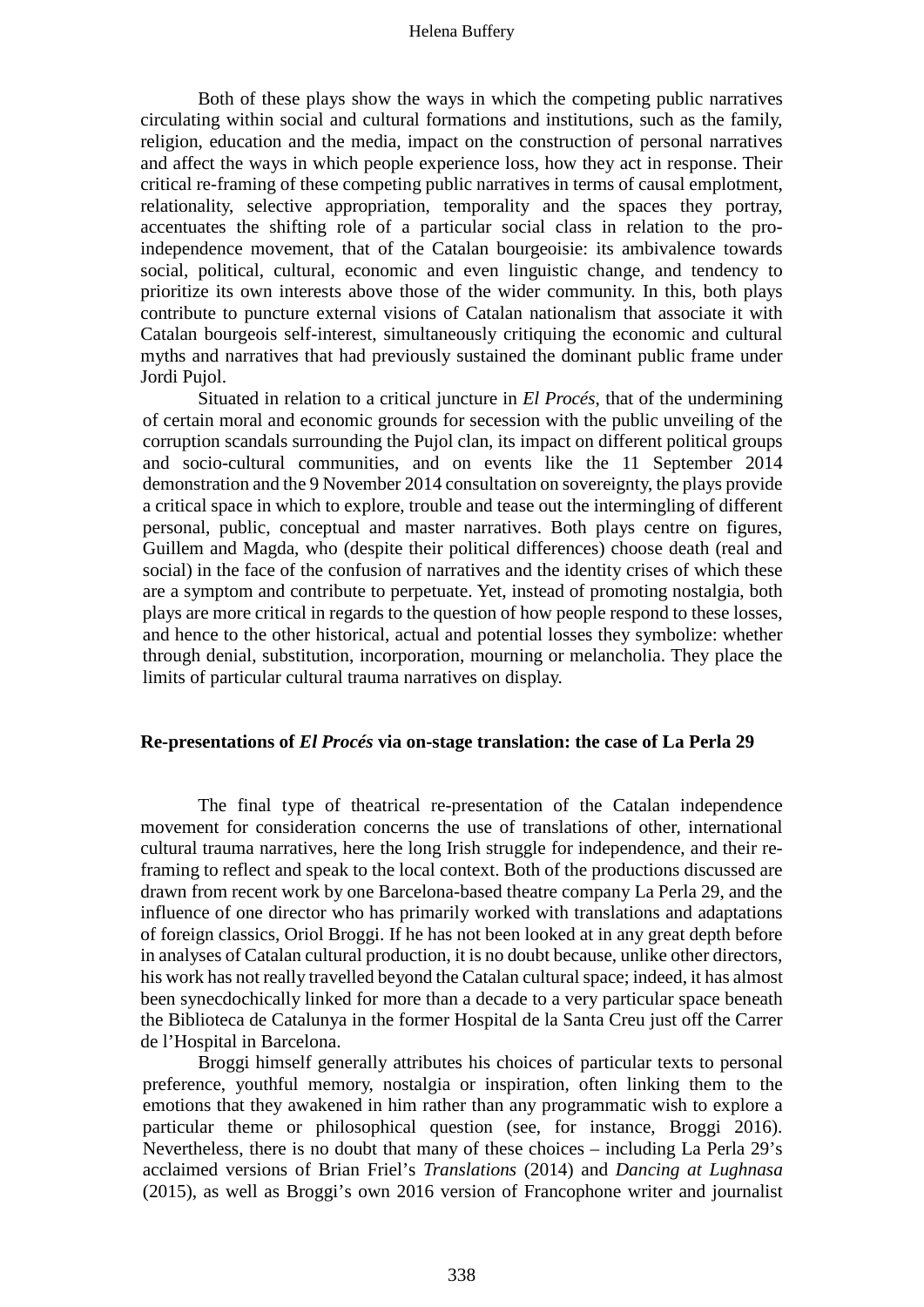Both of these plays show the ways in which the competing public narratives circulating within social and cultural formations and institutions, such as the family, religion, education and the media, impact on the construction of personal narratives and affect the ways in which people experience loss, how they act in response. Their critical re-framing of these competing public narratives in terms of causal emplotment, relationality, selective appropriation, temporality and the spaces they portray, accentuates the shifting role of a particular social class in relation to the pro-independence movement, that of the Catalan bourgeoisie: its ambivalence towards social, political, cultural, economic and even linguistic change, and tendency to prioritize its own interests above those of the wider community. In this, both plays contribute to puncture external visions of Catalan nationalism that associate it with Catalan bourgeois self-interest, simultaneously critiquing the economic and cultural myths and narratives that had previously sustained the dominant public frame under Jordi Pujol.

Situated in relation to a critical juncture in *El Procés*, that of the undermining of certain moral and economic grounds for secession with the public unveiling of the corruption scandals surrounding the Pujol clan, its impact on different political groups and socio-cultural communities, and on events like the 11 September 2014 demonstration and the 9 November 2014 consultation on sovereignty, the plays provide a critical space in which to explore, trouble and tease out the intermingling of different personal, public, conceptual and master narratives. Both plays centre on figures, Guillem and Magda, who (despite their political differences) choose death (real and social) in the face of the confusion of narratives and the identity crises of which these are a symptom and contribute to perpetuate. Yet, instead of promoting nostalgia, both plays are more critical in regards to the question of how people respond to these losses, and hence to the other historical, actual and potential losses they symbolize: whether through denial, substitution, incorporation, mourning or melancholia. They place the limits of particular cultural trauma narratives on display.

## Re-presentations of *El Procés* via on-stage translation: the case of La Perla 29

The final type of theatrical re-presentation of the Catalan independence movement for consideration concerns the use of translations of other, international cultural trauma narratives, here the long Irish struggle for independence, and their re-framing to reflect and speak to the local context. Both of the productions discussed are drawn from recent work by one Barcelona-based theatre company La Perla 29, and the influence of one director who has primarily worked with translations and adaptations of foreign classics, Oriol Broggi. If he has not been looked at in any great depth before in analyses of Catalan cultural production, it is no doubt because, unlike other directors, his work has not really travelled beyond the Catalan cultural space; indeed, it has almost been synecdochically linked for more than a decade to a very particular space beneath the Biblioteca de Catalunya in the former Hospital de la Santa Creu just off the Carrer de l'Hospital in Barcelona.

Broggi himself generally attributes his choices of particular texts to personal preference, youthful memory, nostalgia or inspiration, often linking them to the emotions that they awakened in him rather than any programmatic wish to explore a particular theme or philosophical question (see, for instance, Broggi 2016). Nevertheless, there is no doubt that many of these choices – including La Perla 29's acclaimed versions of Brian Friel's *Translations* (2014) and *Dancing at Lughnasa* (2015), as well as Broggi's own 2016 version of Francophone writer and journalist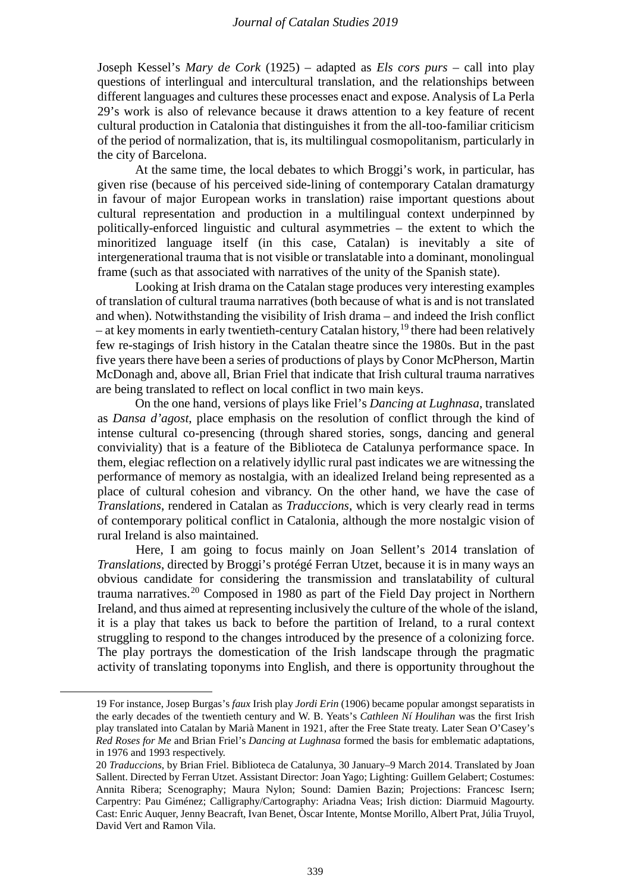Joseph Kessel's *Mary de Cork* (1925) – adapted as *Els cors purs* – call into play questions of interlingual and intercultural translation, and the relationships between different languages and cultures these processes enact and expose. Analysis of La Perla 29's work is also of relevance because it draws attention to a key feature of recent cultural production in Catalonia that distinguishes it from the all-too-familiar criticism of the period of normalization, that is, its multilingual cosmopolitanism, particularly in the city of Barcelona.

At the same time, the local debates to which Broggi's work, in particular, has given rise (because of his perceived side-lining of contemporary Catalan dramaturgy in favour of major European works in translation) raise important questions about cultural representation and production in a multilingual context underpinned by politically-enforced linguistic and cultural asymmetries – the extent to which the minoritized language itself (in this case, Catalan) is inevitably a site of intergenerational trauma that is not visible or translatable into a dominant, monolingual frame (such as that associated with narratives of the unity of the Spanish state).

Looking at Irish drama on the Catalan stage produces very interesting examples of translation of cultural trauma narratives (both because of what is and is not translated and when). Notwithstanding the visibility of Irish drama – and indeed the Irish conflict – at key moments in early twentieth-century Catalan history,[19] there had been relatively few re-stagings of Irish history in the Catalan theatre since the 1980s. But in the past five years there have been a series of productions of plays by Conor McPherson, Martin McDonagh and, above all, Brian Friel that indicate that Irish cultural trauma narratives are being translated to reflect on local conflict in two main keys.

On the one hand, versions of plays like Friel's *Dancing at Lughnasa*, translated as *Dansa d'agost*, place emphasis on the resolution of conflict through the kind of intense cultural co-presencing (through shared stories, songs, dancing and general conviviality) that is a feature of the Biblioteca de Catalunya performance space. In them, elegiac reflection on a relatively idyllic rural past indicates we are witnessing the performance of memory as nostalgia, with an idealized Ireland being represented as a place of cultural cohesion and vibrancy. On the other hand, we have the case of *Translations*, rendered in Catalan as *Traduccions*, which is very clearly read in terms of contemporary political conflict in Catalonia, although the more nostalgic vision of rural Ireland is also maintained.

Here, I am going to focus mainly on Joan Sellent's 2014 translation of *Translations*, directed by Broggi's protégé Ferran Utzet, because it is in many ways an obvious candidate for considering the transmission and translatability of cultural trauma narratives.[20] Composed in 1980 as part of the Field Day project in Northern Ireland, and thus aimed at representing inclusively the culture of the whole of the island, it is a play that takes us back to before the partition of Ireland, to a rural context struggling to respond to the changes introduced by the presence of a colonizing force. The play portrays the domestication of the Irish landscape through the pragmatic activity of translating toponyms into English, and there is opportunity throughout the

---

19 For instance, Josep Burgas's *faux* Irish play *Jordi Erin* (1906) became popular amongst separatists in the early decades of the twentieth century and W. B. Yeats's *Cathleen Ní Houlihan* was the first Irish play translated into Catalan by Marià Manent in 1921, after the Free State treaty. Later Sean O'Casey's *Red Roses for Me* and Brian Friel's *Dancing at Lughnasa* formed the basis for emblematic adaptations, in 1976 and 1993 respectively.

20 *Traduccions*, by Brian Friel. Biblioteca de Catalunya, 30 January–9 March 2014. Translated by Joan Sallent. Directed by Ferran Utzet. Assistant Director: Joan Yago; Lighting: Guillem Gelabert; Costumes: Annita Ribera; Scenography; Maura Nylon; Sound: Damien Bazin; Projections: Francesc Isern; Carpentry: Pau Giménez; Calligraphy/Cartography: Ariadna Veas; Irish diction: Diarmuid Magourty. Cast: Enric Auquer, Jenny Beacraft, Ivan Benet, Òscar Intente, Montse Morillo, Albert Prat, Júlia Truyol, David Vert and Ramon Vila.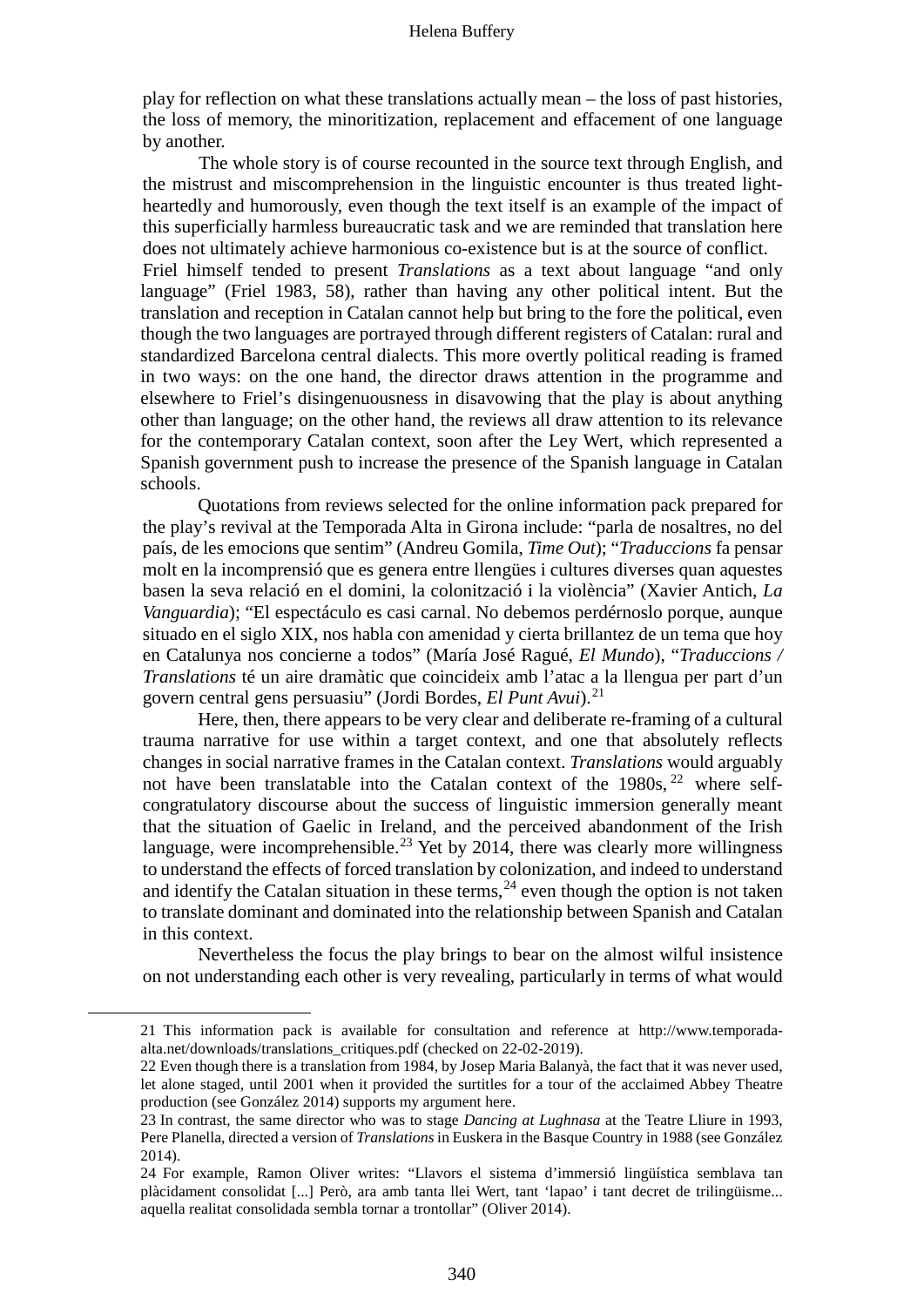play for reflection on what these translations actually mean – the loss of past histories, the loss of memory, the minoritization, replacement and effacement of one language by another.

The whole story is of course recounted in the source text through English, and the mistrust and miscomprehension in the linguistic encounter is thus treated light-heartedly and humorously, even though the text itself is an example of the impact of this superficially harmless bureaucratic task and we are reminded that translation here does not ultimately achieve harmonious co-existence but is at the source of conflict. Friel himself tended to present *Translations* as a text about language "and only language" (Friel 1983, 58), rather than having any other political intent. But the translation and reception in Catalan cannot help but bring to the fore the political, even though the two languages are portrayed through different registers of Catalan: rural and standardized Barcelona central dialects. This more overtly political reading is framed in two ways: on the one hand, the director draws attention in the programme and elsewhere to Friel's disingenuousness in disavowing that the play is about anything other than language; on the other hand, the reviews all draw attention to its relevance for the contemporary Catalan context, soon after the Ley Wert, which represented a Spanish government push to increase the presence of the Spanish language in Catalan schools.

Quotations from reviews selected for the online information pack prepared for the play's revival at the Temporada Alta in Girona include: "parla de nosaltres, no del país, de les emocions que sentim" (Andreu Gomila, *Time Out*); "*Traduccions* fa pensar molt en la incomprensió que es genera entre llengües i cultures diverses quan aquestes basen la seva relació en el domini, la colonització i la violència" (Xavier Antich, *La Vanguardia*); "El espectáculo es casi carnal. No debemos perdérnoslo porque, aunque situado en el siglo XIX, nos habla con amenidad y cierta brillantez de un tema que hoy en Catalunya nos concierne a todos" (María José Ragué, *El Mundo*), "*Traduccions / Translations* té un aire dramàtic que coincideix amb l'atac a la llengua per part d'un govern central gens persuasiu" (Jordi Bordes, *El Punt Avui*).[21]

Here, then, there appears to be very clear and deliberate re-framing of a cultural trauma narrative for use within a target context, and one that absolutely reflects changes in social narrative frames in the Catalan context. *Translations* would arguably not have been translatable into the Catalan context of the 1980s,[22] where self-congratulatory discourse about the success of linguistic immersion generally meant that the situation of Gaelic in Ireland, and the perceived abandonment of the Irish language, were incomprehensible.[23] Yet by 2014, there was clearly more willingness to understand the effects of forced translation by colonization, and indeed to understand and identify the Catalan situation in these terms,[24] even though the option is not taken to translate dominant and dominated into the relationship between Spanish and Catalan in this context.

Nevertheless the focus the play brings to bear on the almost wilful insistence on not understanding each other is very revealing, particularly in terms of what would

---

21 This information pack is available for consultation and reference at http://www.temporada-alta.net/downloads/translations_critiques.pdf (checked on 22-02-2019).

22 Even though there is a translation from 1984, by Josep Maria Balanyà, the fact that it was never used, let alone staged, until 2001 when it provided the surtitles for a tour of the acclaimed Abbey Theatre production (see González 2014) supports my argument here.

23 In contrast, the same director who was to stage *Dancing at Lughnasa* at the Teatre Lliure in 1993, Pere Planella, directed a version of *Translations* in Euskera in the Basque Country in 1988 (see González 2014).

24 For example, Ramon Oliver writes: "Llavors el sistema d'immersió lingüística semblava tan plàcidament consolidat [...] Però, ara amb tanta llei Wert, tant 'lapao' i tant decret de trilingüisme... aquella realitat consolidada sembla tornar a trontollar" (Oliver 2014).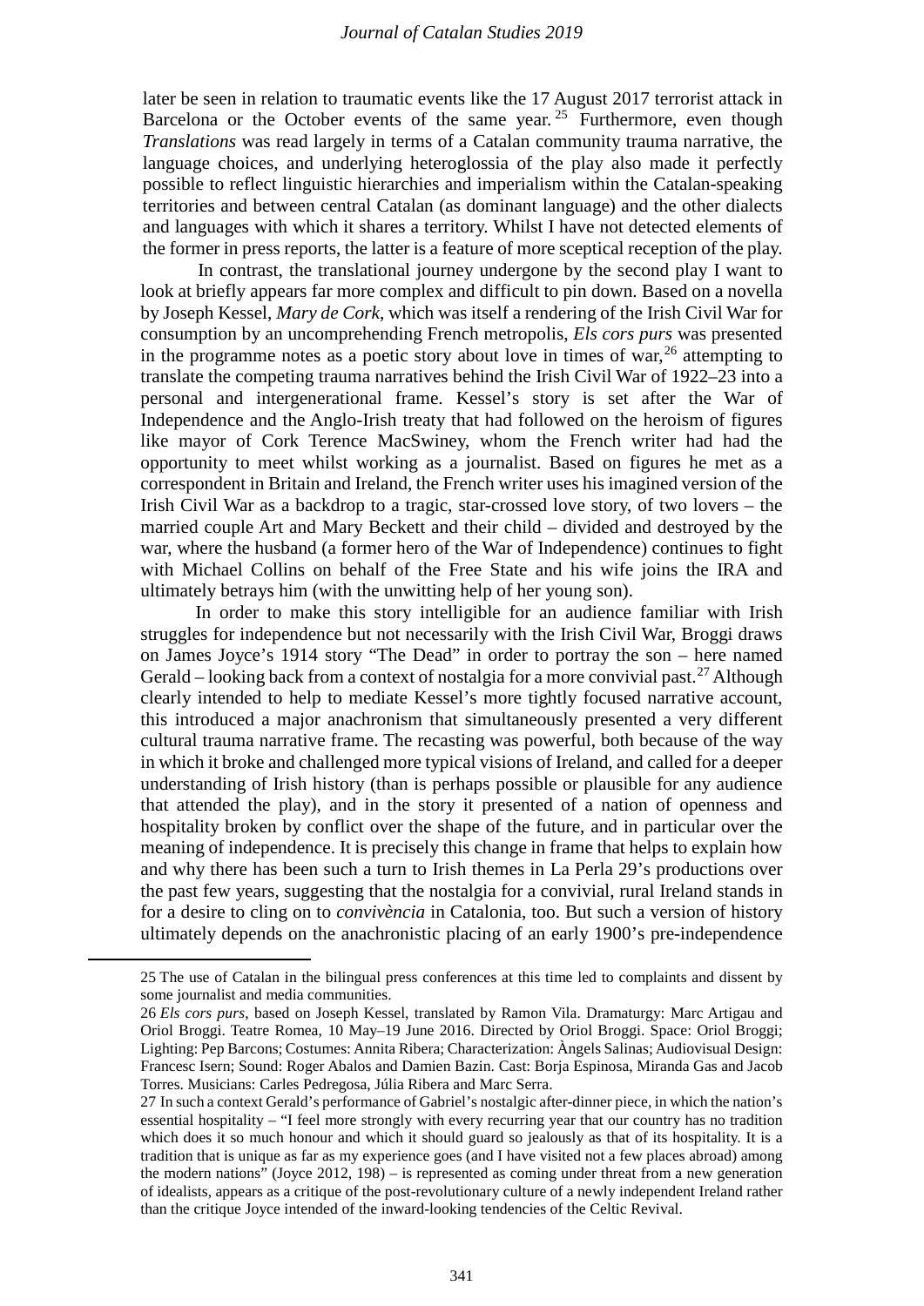later be seen in relation to traumatic events like the 17 August 2017 terrorist attack in Barcelona or the October events of the same year.[25] Furthermore, even though *Translations* was read largely in terms of a Catalan community trauma narrative, the language choices, and underlying heteroglossia of the play also made it perfectly possible to reflect linguistic hierarchies and imperialism within the Catalan-speaking territories and between central Catalan (as dominant language) and the other dialects and languages with which it shares a territory. Whilst I have not detected elements of the former in press reports, the latter is a feature of more sceptical reception of the play.

In contrast, the translational journey undergone by the second play I want to look at briefly appears far more complex and difficult to pin down. Based on a novella by Joseph Kessel, *Mary de Cork*, which was itself a rendering of the Irish Civil War for consumption by an uncomprehending French metropolis, *Els cors purs* was presented in the programme notes as a poetic story about love in times of war,[26] attempting to translate the competing trauma narratives behind the Irish Civil War of 1922–23 into a personal and intergenerational frame. Kessel's story is set after the War of Independence and the Anglo-Irish treaty that had followed on the heroism of figures like mayor of Cork Terence MacSwiney, whom the French writer had had the opportunity to meet whilst working as a journalist. Based on figures he met as a correspondent in Britain and Ireland, the French writer uses his imagined version of the Irish Civil War as a backdrop to a tragic, star-crossed love story, of two lovers – the married couple Art and Mary Beckett and their child – divided and destroyed by the war, where the husband (a former hero of the War of Independence) continues to fight with Michael Collins on behalf of the Free State and his wife joins the IRA and ultimately betrays him (with the unwitting help of her young son).

In order to make this story intelligible for an audience familiar with Irish struggles for independence but not necessarily with the Irish Civil War, Broggi draws on James Joyce's 1914 story "The Dead" in order to portray the son – here named Gerald – looking back from a context of nostalgia for a more convivial past.[27] Although clearly intended to help to mediate Kessel's more tightly focused narrative account, this introduced a major anachronism that simultaneously presented a very different cultural trauma narrative frame. The recasting was powerful, both because of the way in which it broke and challenged more typical visions of Ireland, and called for a deeper understanding of Irish history (than is perhaps possible or plausible for any audience that attended the play), and in the story it presented of a nation of openness and hospitality broken by conflict over the shape of the future, and in particular over the meaning of independence. It is precisely this change in frame that helps to explain how and why there has been such a turn to Irish themes in La Perla 29's productions over the past few years, suggesting that the nostalgia for a convivial, rural Ireland stands in for a desire to cling on to *convivència* in Catalonia, too. But such a version of history ultimately depends on the anachronistic placing of an early 1900's pre-independence

---

25 The use of Catalan in the bilingual press conferences at this time led to complaints and dissent by some journalist and media communities.

26 *Els cors purs*, based on Joseph Kessel, translated by Ramon Vila. Dramaturgy: Marc Artigau and Oriol Broggi. Teatre Romea, 10 May–19 June 2016. Directed by Oriol Broggi. Space: Oriol Broggi; Lighting: Pep Barcons; Costumes: Annita Ribera; Characterization: Àngels Salinas; Audiovisual Design: Francesc Isern; Sound: Roger Abalos and Damien Bazin. Cast: Borja Espinosa, Miranda Gas and Jacob Torres. Musicians: Carles Pedregosa, Júlia Ribera and Marc Serra.

27 In such a context Gerald's performance of Gabriel's nostalgic after-dinner piece, in which the nation's essential hospitality – "I feel more strongly with every recurring year that our country has no tradition which does it so much honour and which it should guard so jealously as that of its hospitality. It is a tradition that is unique as far as my experience goes (and I have visited not a few places abroad) among the modern nations" (Joyce 2012, 198) – is represented as coming under threat from a new generation of idealists, appears as a critique of the post-revolutionary culture of a newly independent Ireland rather than the critique Joyce intended of the inward-looking tendencies of the Celtic Revival.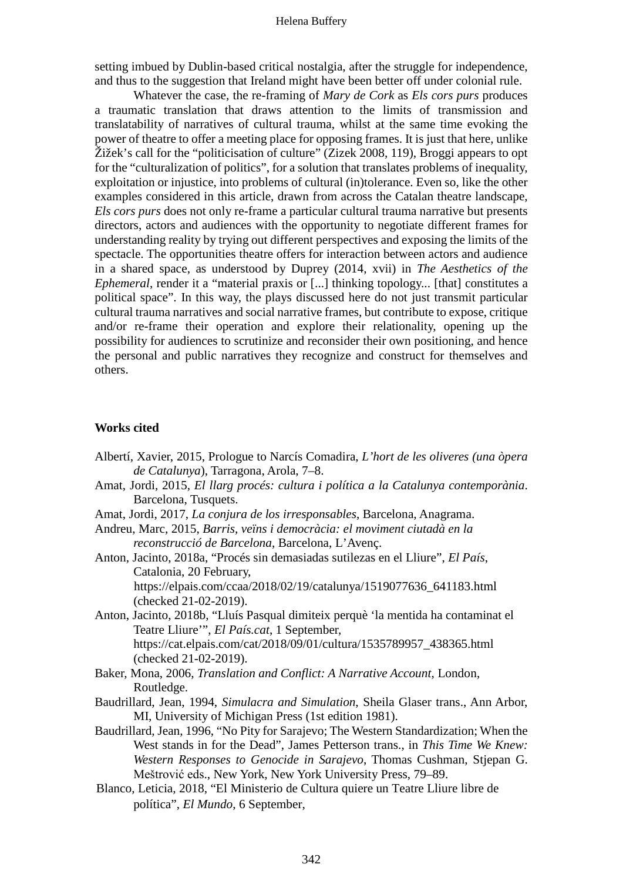setting imbued by Dublin-based critical nostalgia, after the struggle for independence, and thus to the suggestion that Ireland might have been better off under colonial rule.

Whatever the case, the re-framing of *Mary de Cork* as *Els cors purs* produces a traumatic translation that draws attention to the limits of transmission and translatability of narratives of cultural trauma, whilst at the same time evoking the power of theatre to offer a meeting place for opposing frames. It is just that here, unlike Žižek's call for the "politicisation of culture" (Zizek 2008, 119), Broggi appears to opt for the "culturalization of politics", for a solution that translates problems of inequality, exploitation or injustice, into problems of cultural (in)tolerance. Even so, like the other examples considered in this article, drawn from across the Catalan theatre landscape, *Els cors purs* does not only re-frame a particular cultural trauma narrative but presents directors, actors and audiences with the opportunity to negotiate different frames for understanding reality by trying out different perspectives and exposing the limits of the spectacle. The opportunities theatre offers for interaction between actors and audience in a shared space, as understood by Duprey (2014, xvii) in *The Aesthetics of the Ephemeral*, render it a "material praxis or [...] thinking topology... [that] constitutes a political space". In this way, the plays discussed here do not just transmit particular cultural trauma narratives and social narrative frames, but contribute to expose, critique and/or re-frame their operation and explore their relationality, opening up the possibility for audiences to scrutinize and reconsider their own positioning, and hence the personal and public narratives they recognize and construct for themselves and others.

**Works cited**

Albertí, Xavier, 2015, Prologue to Narcís Comadira, *L'hort de les oliveres (una òpera de Catalunya)*, Tarragona, Arola, 7–8.

Amat, Jordi, 2015, *El llarg procés: cultura i política a la Catalunya contemporània*. Barcelona, Tusquets.

Amat, Jordi, 2017, *La conjura de los irresponsables*, Barcelona, Anagrama.

Andreu, Marc, 2015, *Barris, veïns i democràcia: el moviment ciutadà en la reconstrucció de Barcelona*, Barcelona, L'Avenç.

Anton, Jacinto, 2018a, "Procés sin demasiadas sutilezas en el Lliure", *El País*, Catalonia, 20 February, https://elpais.com/ccaa/2018/02/19/catalunya/1519077636_641183.html (checked 21-02-2019).

Anton, Jacinto, 2018b, "Lluís Pasqual dimiteix perquè 'la mentida ha contaminat el Teatre Lliure'", *El País.cat*, 1 September, https://cat.elpais.com/cat/2018/09/01/cultura/1535789957_438365.html (checked 21-02-2019).

Baker, Mona, 2006, *Translation and Conflict: A Narrative Account*, London, Routledge.

Baudrillard, Jean, 1994, *Simulacra and Simulation*, Sheila Glaser trans., Ann Arbor, MI, University of Michigan Press (1st edition 1981).

Baudrillard, Jean, 1996, "No Pity for Sarajevo; The Western Standardization; When the West stands in for the Dead", James Petterson trans., in *This Time We Knew: Western Responses to Genocide in Sarajevo*, Thomas Cushman, Stjepan G. Meštrović eds., New York, New York University Press, 79–89.

Blanco, Leticia, 2018, "El Ministerio de Cultura quiere un Teatre Lliure libre de política", *El Mundo*, 6 September,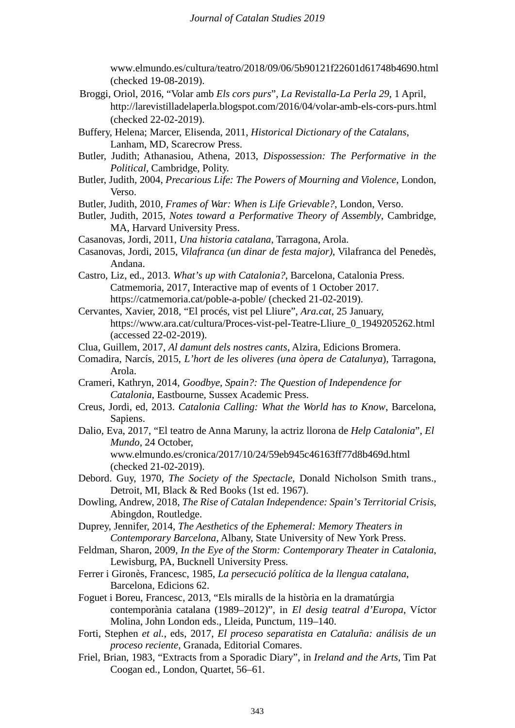www.elmundo.es/cultura/teatro/2018/09/06/5b90121f22601d61748b4690.html (checked 19-08-2019).

Broggi, Oriol, 2016, "Volar amb *Els cors purs*", *La Revistalla-La Perla 29*, 1 April, http://larevistilladelaperla.blogspot.com/2016/04/volar-amb-els-cors-purs.html (checked 22-02-2019).

Buffery, Helena; Marcer, Elisenda, 2011, *Historical Dictionary of the Catalans*, Lanham, MD, Scarecrow Press.

Butler, Judith; Athanasiou, Athena, 2013, *Dispossession: The Performative in the Political*, Cambridge, Polity.

Butler, Judith, 2004, *Precarious Life: The Powers of Mourning and Violence*, London, Verso.

Butler, Judith, 2010, *Frames of War: When is Life Grievable?*, London, Verso.

Butler, Judith, 2015, *Notes toward a Performative Theory of Assembly*, Cambridge, MA, Harvard University Press.

Casanovas, Jordi, 2011, *Una historia catalana*, Tarragona, Arola.

Casanovas, Jordi, 2015, *Vilafranca (un dinar de festa major)*, Vilafranca del Penedès, Andana.

Castro, Liz, ed., 2013. *What's up with Catalonia?*, Barcelona, Catalonia Press.

Catmemoria, 2017, Interactive map of events of 1 October 2017. https://catmemoria.cat/poble-a-poble/ (checked 21-02-2019).

Cervantes, Xavier, 2018, "El procés, vist pel Lliure", *Ara.cat*, 25 January, https://www.ara.cat/cultura/Proces-vist-pel-Teatre-Lliure_0_1949205262.html (accessed 22-02-2019).

Clua, Guillem, 2017, *Al damunt dels nostres cants*, Alzira, Edicions Bromera.

Comadira, Narcís, 2015, *L'hort de les oliveres (una òpera de Catalunya)*, Tarragona, Arola.

Crameri, Kathryn, 2014, *Goodbye, Spain?: The Question of Independence for Catalonia*, Eastbourne, Sussex Academic Press.

Creus, Jordi, ed, 2013. *Catalonia Calling: What the World has to Know*, Barcelona, Sapiens.

Dalio, Eva, 2017, "El teatro de Anna Maruny, la actriz llorona de *Help Catalonia*", *El Mundo*, 24 October, www.elmundo.es/cronica/2017/10/24/59eb945c46163ff77d8b469d.html (checked 21-02-2019).

Debord. Guy, 1970, *The Society of the Spectacle*, Donald Nicholson Smith trans., Detroit, MI, Black & Red Books (1st ed. 1967).

Dowling, Andrew, 2018, *The Rise of Catalan Independence: Spain's Territorial Crisis*, Abingdon, Routledge.

Duprey, Jennifer, 2014, *The Aesthetics of the Ephemeral: Memory Theaters in Contemporary Barcelona*, Albany, State University of New York Press.

Feldman, Sharon, 2009, *In the Eye of the Storm: Contemporary Theater in Catalonia*, Lewisburg, PA, Bucknell University Press.

Ferrer i Gironès, Francesc, 1985, *La persecució política de la llengua catalana*, Barcelona, Edicions 62.

Foguet i Boreu, Francesc, 2013, "Els miralls de la història en la dramatúrgia contemporània catalana (1989–2012)", in *El desig teatral d'Europa*, Víctor Molina, John London eds., Lleida, Punctum, 119–140.

Forti, Stephen *et al.*, eds, 2017, *El proceso separatista en Cataluña: análisis de un proceso reciente*, Granada, Editorial Comares.

Friel, Brian, 1983, "Extracts from a Sporadic Diary", in *Ireland and the Arts*, Tim Pat Coogan ed., London, Quartet, 56–61.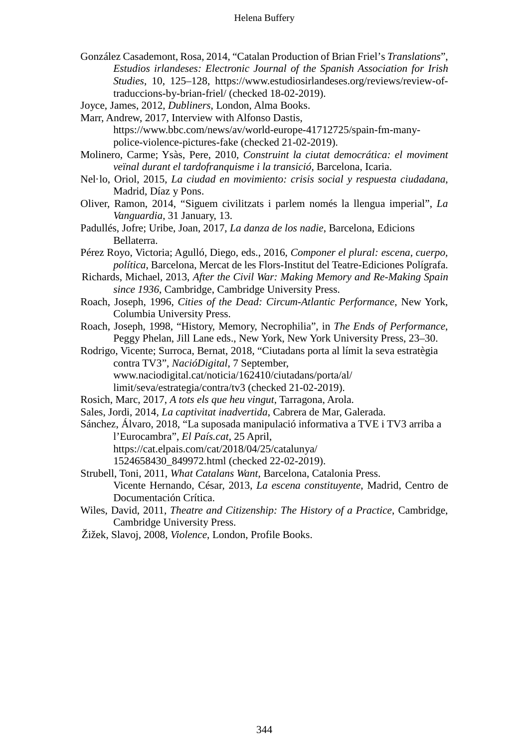González Casademont, Rosa, 2014, "Catalan Production of Brian Friel's *Translations*", *Estudios irlandeses: Electronic Journal of the Spanish Association for Irish Studies*, 10, 125–128, https://www.estudiosirlandeses.org/reviews/review-of-traduccions-by-brian-friel/ (checked 18-02-2019).

Joyce, James, 2012, *Dubliners*, London, Alma Books.

Marr, Andrew, 2017, Interview with Alfonso Dastis, https://www.bbc.com/news/av/world-europe-41712725/spain-fm-many-police-violence-pictures-fake (checked 21-02-2019).

Molinero, Carme; Ysàs, Pere, 2010, *Construint la ciutat democrática: el moviment veïnal durant el tardofranquisme i la transició*, Barcelona, Icaria.

Nel·lo, Oriol, 2015, *La ciudad en movimiento: crisis social y respuesta ciudadana*, Madrid, Díaz y Pons.

Oliver, Ramon, 2014, "Siguem civilitzats i parlem només la llengua imperial", *La Vanguardia*, 31 January, 13.

Padullés, Jofre; Uribe, Joan, 2017, *La danza de los nadie*, Barcelona, Edicions Bellaterra.

Pérez Royo, Victoria; Agulló, Diego, eds., 2016, *Componer el plural: escena, cuerpo, política*, Barcelona, Mercat de les Flors-Institut del Teatre-Ediciones Polígrafa.

Richards, Michael, 2013, *After the Civil War: Making Memory and Re-Making Spain since 1936*, Cambridge, Cambridge University Press.

Roach, Joseph, 1996, *Cities of the Dead: Circum-Atlantic Performance*, New York, Columbia University Press.

Roach, Joseph, 1998, "History, Memory, Necrophilia", in *The Ends of Performance*, Peggy Phelan, Jill Lane eds., New York, New York University Press, 23–30.

Rodrigo, Vicente; Surroca, Bernat, 2018, "Ciutadans porta al límit la seva estratègia contra TV3", *NacióDigital*, 7 September, www.naciodigital.cat/noticia/162410/ciutadans/porta/al/limit/seva/estrategia/contra/tv3 (checked 21-02-2019).

Rosich, Marc, 2017, *A tots els que heu vingut*, Tarragona, Arola.

Sales, Jordi, 2014, *La captivitat inadvertida*, Cabrera de Mar, Galerada.

Sánchez, Álvaro, 2018, "La suposada manipulació informativa a TVE i TV3 arriba a l'Eurocambra", *El País.cat*, 25 April, https://cat.elpais.com/cat/2018/04/25/catalunya/1524658430_849972.html (checked 22-02-2019).

Strubell, Toni, 2011, *What Catalans Want*, Barcelona, Catalonia Press.

Vicente Hernando, César, 2013, *La escena constituyente*, Madrid, Centro de Documentación Crítica.

Wiles, David, 2011, *Theatre and Citizenship: The History of a Practice*, Cambridge, Cambridge University Press.

Žižek, Slavoj, 2008, *Violence*, London, Profile Books.